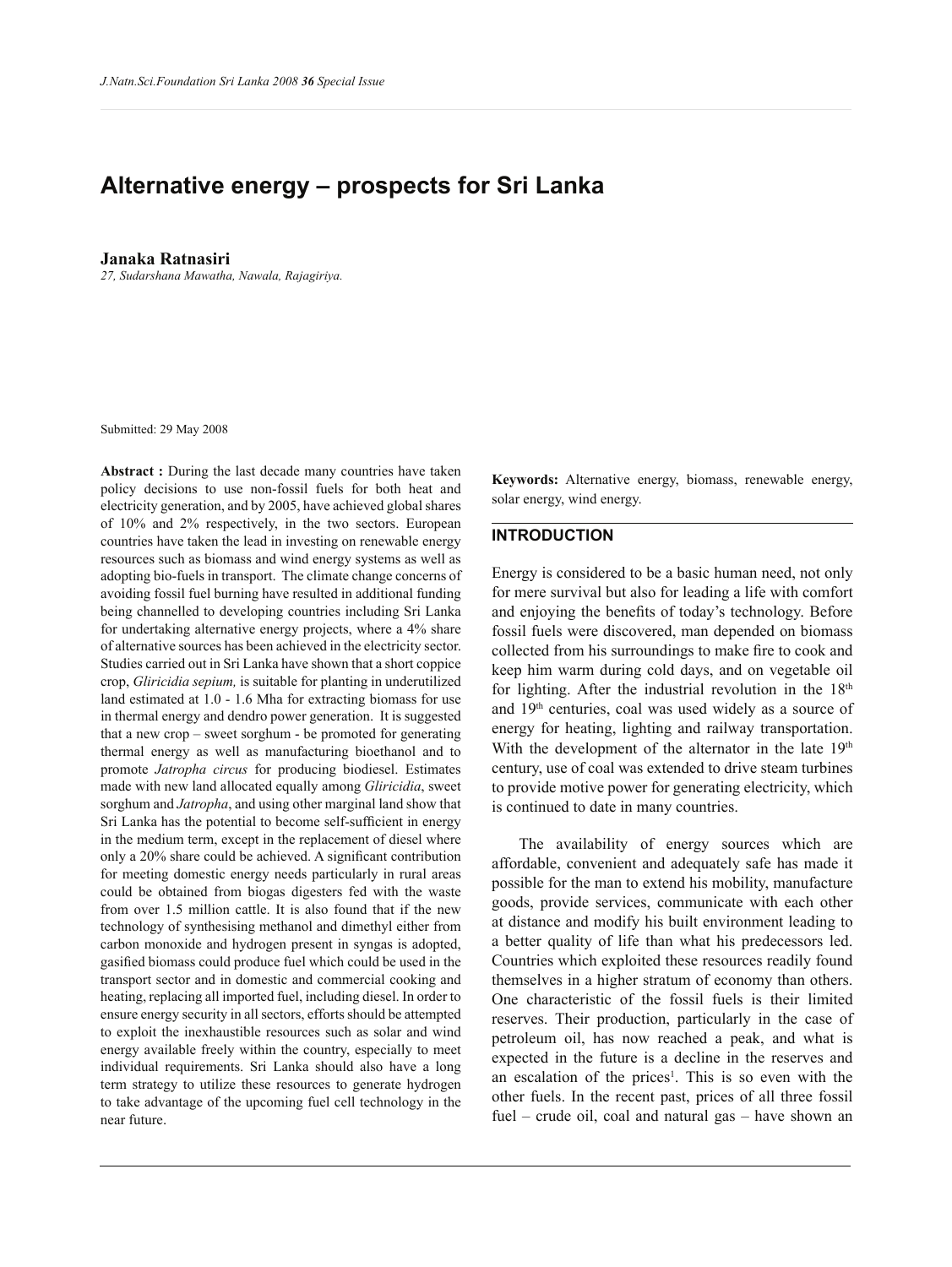# Alternative energy – prospects for Sri Lanka

**Janaka Ratnasiri**

*27, Sudarshana Mawatha, Nawala, Rajagiriya.*

Submitted: 29 May 2008

**Abstract :** During the last decade many countries have taken policy decisions to use non-fossil fuels for both heat and electricity generation, and by 2005, have achieved global shares of 10% and 2% respectively, in the two sectors. European countries have taken the lead in investing on renewable energy resources such as biomass and wind energy systems as well as adopting bio-fuels in transport. The climate change concerns of avoiding fossil fuel burning have resulted in additional funding being channelled to developing countries including Sri Lanka for undertaking alternative energy projects, where a 4% share of alternative sources has been achieved in the electricity sector. Studies carried out in Sri Lanka have shown that a short coppice crop, *Gliricidia sepium,* is suitable for planting in underutilized land estimated at 1.0 - 1.6 Mha for extracting biomass for use in thermal energy and dendro power generation. It is suggested that a new crop – sweet sorghum - be promoted for generating thermal energy as well as manufacturing bioethanol and to promote *Jatropha circus* for producing biodiesel. Estimates made with new land allocated equally among *Gliricidia*, sweet sorghum and *Jatropha*, and using other marginal land show that Sri Lanka has the potential to become self-sufficient in energy in the medium term, except in the replacement of diesel where only a 20% share could be achieved. A significant contribution for meeting domestic energy needs particularly in rural areas could be obtained from biogas digesters fed with the waste from over 1.5 million cattle. It is also found that if the new technology of synthesising methanol and dimethyl either from carbon monoxide and hydrogen present in syngas is adopted, gasified biomass could produce fuel which could be used in the transport sector and in domestic and commercial cooking and heating, replacing all imported fuel, including diesel. In order to ensure energy security in all sectors, efforts should be attempted to exploit the inexhaustible resources such as solar and wind energy available freely within the country, especially to meet individual requirements. Sri Lanka should also have a long term strategy to utilize these resources to generate hydrogen to take advantage of the upcoming fuel cell technology in the near future.

**Keywords:** Alternative energy, biomass, renewable energy, solar energy, wind energy.

## INTRODUCTION

Energy is considered to be a basic human need, not only for mere survival but also for leading a life with comfort and enjoying the benefits of today's technology. Before fossil fuels were discovered, man depended on biomass collected from his surroundings to make fire to cook and keep him warm during cold days, and on vegetable oil for lighting. After the industrial revolution in the 18th and 19th centuries, coal was used widely as a source of energy for heating, lighting and railway transportation. With the development of the alternator in the late 19th century, use of coal was extended to drive steam turbines to provide motive power for generating electricity, which is continued to date in many countries.

The availability of energy sources which are affordable, convenient and adequately safe has made it possible for the man to extend his mobility, manufacture goods, provide services, communicate with each other at distance and modify his built environment leading to a better quality of life than what his predecessors led. Countries which exploited these resources readily found themselves in a higher stratum of economy than others. One characteristic of the fossil fuels is their limited reserves. Their production, particularly in the case of petroleum oil, has now reached a peak, and what is expected in the future is a decline in the reserves and an escalation of the prices[1]. This is so even with the other fuels. In the recent past, prices of all three fossil fuel – crude oil, coal and natural gas – have shown an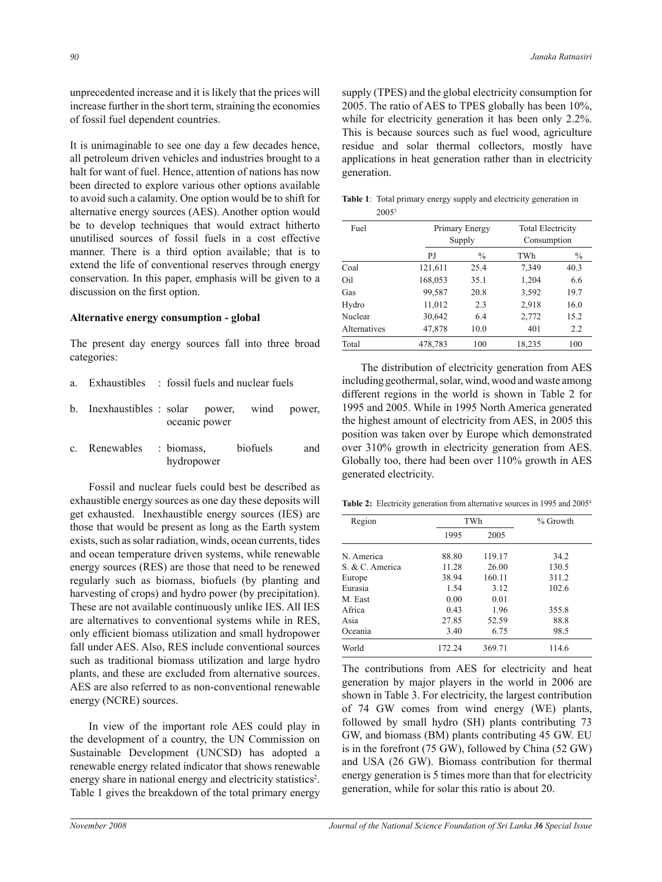unprecedented increase and it is likely that the prices will increase further in the short term, straining the economies of fossil fuel dependent countries.

It is unimaginable to see one day a few decades hence, all petroleum driven vehicles and industries brought to a halt for want of fuel. Hence, attention of nations has now been directed to explore various other options available to avoid such a calamity. One option would be to shift for alternative energy sources (AES). Another option would be to develop techniques that would extract hitherto unutilised sources of fossil fuels in a cost effective manner. There is a third option available; that is to extend the life of conventional reserves through energy conservation. In this paper, emphasis will be given to a discussion on the first option.

## Alternative energy consumption - global

The present day energy sources fall into three broad categories:

a. Exhaustibles : fossil fuels and nuclear fuels

b. Inexhaustibles : solar power, wind power, oceanic power

c. Renewables : biomass, biofuels and hydropower

Fossil and nuclear fuels could best be described as exhaustible energy sources as one day these deposits will get exhausted. Inexhaustible energy sources (IES) are those that would be present as long as the Earth system exists, such as solar radiation, winds, ocean currents, tides and ocean temperature driven systems, while renewable energy sources (RES) are those that need to be renewed regularly such as biomass, biofuels (by planting and harvesting of crops) and hydro power (by precipitation). These are not available continuously unlike IES. All IES are alternatives to conventional systems while in RES, only efficient biomass utilization and small hydropower fall under AES. Also, RES include conventional sources such as traditional biomass utilization and large hydro plants, and these are excluded from alternative sources. AES are also referred to as non-conventional renewable energy (NCRE) sources.

In view of the important role AES could play in the development of a country, the UN Commission on Sustainable Development (UNCSD) has adopted a renewable energy related indicator that shows renewable energy share in national energy and electricity statistics[2]. Table 1 gives the breakdown of the total primary energy supply (TPES) and the global electricity consumption for 2005. The ratio of AES to TPES globally has been 10%, while for electricity generation it has been only 2.2%. This is because sources such as fuel wood, agriculture residue and solar thermal collectors, mostly have applications in heat generation rather than in electricity generation.

**Table 1**: Total primary energy supply and electricity generation in 2005[3]

| Fuel | Primary Energy Supply | | Total Electricity Consumption | |
|---|---|---|---|---|
| | PJ | % | TWh | % |
| Coal | 121,611 | 25.4 | 7,349 | 40.3 |
| Oil | 168,053 | 35.1 | 1,204 | 6.6 |
| Gas | 99,587 | 20.8 | 3,592 | 19.7 |
| Hydro | 11,012 | 2.3 | 2,918 | 16.0 |
| Nuclear | 30,642 | 6.4 | 2,772 | 15.2 |
| Alternatives | 47,878 | 10.0 | 401 | 2.2 |
| Total | 478,783 | 100 | 18,235 | 100 |

The distribution of electricity generation from AES including geothermal, solar, wind, wood and waste among different regions in the world is shown in Table 2 for 1995 and 2005. While in 1995 North America generated the highest amount of electricity from AES, in 2005 this position was taken over by Europe which demonstrated over 310% growth in electricity generation from AES. Globally too, there had been over 110% growth in AES generated electricity.

**Table 2:** Electricity generation from alternative sources in 1995 and 2005[4]

| Region | TWh | | % Growth |
|---|---|---|---|
| | 1995 | 2005 | |
| N. America | 88.80 | 119.17 | 34.2 |
| S. & C. America | 11.28 | 26.00 | 130.5 |
| Europe | 38.94 | 160.11 | 311.2 |
| Eurasia | 1.54 | 3.12 | 102.6 |
| M. East | 0.00 | 0.01 | |
| Africa | 0.43 | 1.96 | 355.8 |
| Asia | 27.85 | 52.59 | 88.8 |
| Oceania | 3.40 | 6.75 | 98.5 |
| World | 172.24 | 369.71 | 114.6 |

The contributions from AES for electricity and heat generation by major players in the world in 2006 are shown in Table 3. For electricity, the largest contribution of 74 GW comes from wind energy (WE) plants, followed by small hydro (SH) plants contributing 73 GW, and biomass (BM) plants contributing 45 GW. EU is in the forefront (75 GW), followed by China (52 GW) and USA (26 GW). Biomass contribution for thermal energy generation is 5 times more than that for electricity generation, while for solar this ratio is about 20.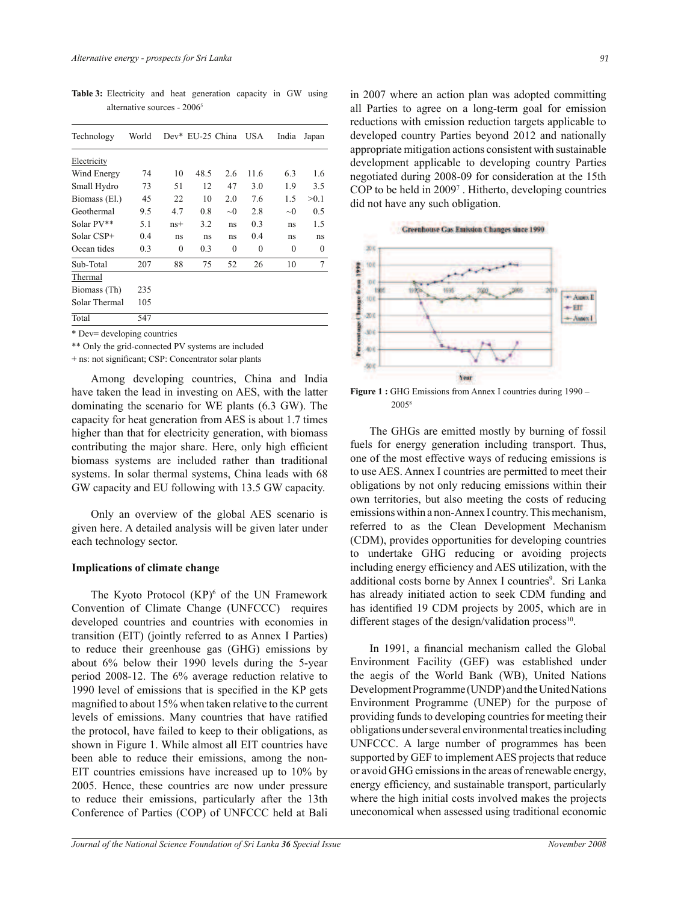**Table 3:** Electricity and heat generation capacity in GW using alternative sources - 2006[5]

| Technology | World | Dev* | EU-25 | China | USA | India | Japan |
|---|---|---|---|---|---|---|---|
| Electricity | | | | | | | |
| Wind Energy | 74 | 10 | 48.5 | 2.6 | 11.6 | 6.3 | 1.6 |
| Small Hydro | 73 | 51 | 12 | 47 | 3.0 | 1.9 | 3.5 |
| Biomass (El.) | 45 | 22 | 10 | 2.0 | 7.6 | 1.5 | >0.1 |
| Geothermal | 9.5 | 4.7 | 0.8 | ~0 | 2.8 | ~0 | 0.5 |
| Solar PV** | 5.1 | ns+ | 3.2 | ns | 0.3 | ns | 1.5 |
| Solar CSP+ | 0.4 | ns | ns | ns | 0.4 | ns | ns |
| Ocean tides | 0.3 | 0 | 0.3 | 0 | 0 | 0 | 0 |
| Sub-Total | 207 | 88 | 75 | 52 | 26 | 10 | 7 |
| Thermal | | | | | | | |
| Biomass (Th) | 235 | | | | | | |
| Solar Thermal | 105 | | | | | | |
| Total | 547 | | | | | | |

\* Dev= developing countries

** Only the grid-connected PV systems are included

+ ns: not significant; CSP: Concentrator solar plants

Among developing countries, China and India have taken the lead in investing on AES, with the latter dominating the scenario for WE plants (6.3 GW). The capacity for heat generation from AES is about 1.7 times higher than that for electricity generation, with biomass contributing the major share. Here, only high efficient biomass systems are included rather than traditional systems. In solar thermal systems, China leads with 68 GW capacity and EU following with 13.5 GW capacity.

Only an overview of the global AES scenario is given here. A detailed analysis will be given later under each technology sector.

**Implications of climate change**

The Kyoto Protocol (KP)[6] of the UN Framework Convention of Climate Change (UNFCCC) requires developed countries and countries with economies in transition (EIT) (jointly referred to as Annex I Parties) to reduce their greenhouse gas (GHG) emissions by about 6% below their 1990 levels during the 5-year period 2008-12. The 6% average reduction relative to 1990 level of emissions that is specified in the KP gets magnified to about 15% when taken relative to the current levels of emissions. Many countries that have ratified the protocol, have failed to keep to their obligations, as shown in Figure 1. While almost all EIT countries have been able to reduce their emissions, among the non-EIT countries emissions have increased up to 10% by 2005. Hence, these countries are now under pressure to reduce their emissions, particularly after the 13th Conference of Parties (COP) of UNFCCC held at Bali in 2007 where an action plan was adopted committing all Parties to agree on a long-term goal for emission reductions with emission reduction targets applicable to developed country Parties beyond 2012 and nationally appropriate mitigation actions consistent with sustainable development applicable to developing country Parties negotiated during 2008-09 for consideration at the 15th COP to be held in 2009[7]. Hitherto, developing countries did not have any such obligation.

**Figure 1 :** GHG Emissions from Annex I countries during 1990 – 2005[8]

The GHGs are emitted mostly by burning of fossil fuels for energy generation including transport. Thus, one of the most effective ways of reducing emissions is to use AES. Annex I countries are permitted to meet their obligations by not only reducing emissions within their own territories, but also meeting the costs of reducing emissions within a non-Annex I country. This mechanism, referred to as the Clean Development Mechanism (CDM), provides opportunities for developing countries to undertake GHG reducing or avoiding projects including energy efficiency and AES utilization, with the additional costs borne by Annex I countries[9]. Sri Lanka has already initiated action to seek CDM funding and has identified 19 CDM projects by 2005, which are in different stages of the design/validation process[10].

In 1991, a financial mechanism called the Global Environment Facility (GEF) was established under the aegis of the World Bank (WB), United Nations Development Programme (UNDP) and the United Nations Environment Programme (UNEP) for the purpose of providing funds to developing countries for meeting their obligations under several environmental treaties including UNFCCC. A large number of programmes has been supported by GEF to implement AES projects that reduce or avoid GHG emissions in the areas of renewable energy, energy efficiency, and sustainable transport, particularly where the high initial costs involved makes the projects uneconomical when assessed using traditional economic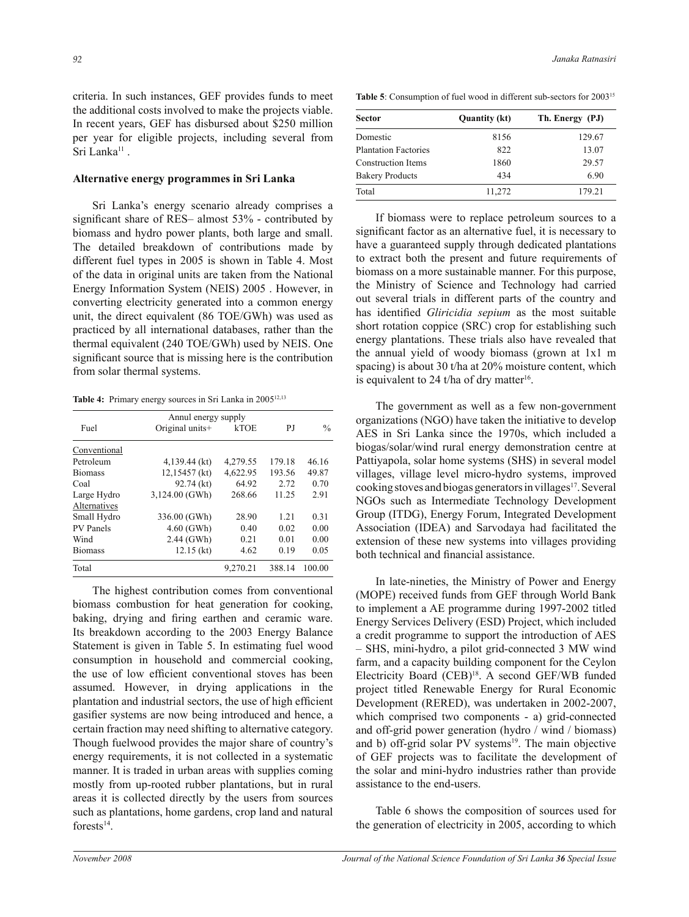criteria. In such instances, GEF provides funds to meet the additional costs involved to make the projects viable. In recent years, GEF has disbursed about $250 million per year for eligible projects, including several from Sri Lanka[11] .

### Alternative energy programmes in Sri Lanka

Sri Lanka's energy scenario already comprises a significant share of RES– almost 53% - contributed by biomass and hydro power plants, both large and small. The detailed breakdown of contributions made by different fuel types in 2005 is shown in Table 4. Most of the data in original units are taken from the National Energy Information System (NEIS) 2005 . However, in converting electricity generated into a common energy unit, the direct equivalent (86 TOE/GWh) was used as practiced by all international databases, rather than the thermal equivalent (240 TOE/GWh) used by NEIS. One significant source that is missing here is the contribution from solar thermal systems.

**Table 4:** Primary energy sources in Sri Lanka in 2005[12,13]

| Fuel | Annul energy supply | | | |
|---|---|---|---|---|
| | Original units+ | kTOE | PJ | % |
| Conventional | | | | |
| Petroleum | 4,139.44 (kt) | 4,279.55 | 179.18 | 46.16 |
| Biomass | 12,15457 (kt) | 4,622.95 | 193.56 | 49.87 |
| Coal | 92.74 (kt) | 64.92 | 2.72 | 0.70 |
| Large Hydro | 3,124.00 (GWh) | 268.66 | 11.25 | 2.91 |
| Alternatives | | | | |
| Small Hydro | 336.00 (GWh) | 28.90 | 1.21 | 0.31 |
| PV Panels | 4.60 (GWh) | 0.40 | 0.02 | 0.00 |
| Wind | 2.44 (GWh) | 0.21 | 0.01 | 0.00 |
| Biomass | 12.15 (kt) | 4.62 | 0.19 | 0.05 |
| Total | | 9,270.21 | 388.14 | 100.00 |

The highest contribution comes from conventional biomass combustion for heat generation for cooking, baking, drying and firing earthen and ceramic ware. Its breakdown according to the 2003 Energy Balance Statement is given in Table 5. In estimating fuel wood consumption in household and commercial cooking, the use of low efficient conventional stoves has been assumed. However, in drying applications in the plantation and industrial sectors, the use of high efficient gasifier systems are now being introduced and hence, a certain fraction may need shifting to alternative category. Though fuelwood provides the major share of country's energy requirements, it is not collected in a systematic manner. It is traded in urban areas with supplies coming mostly from up-rooted rubber plantations, but in rural areas it is collected directly by the users from sources such as plantations, home gardens, crop land and natural forests[14].

**Table 5**: Consumption of fuel wood in different sub-sectors for 2003[15]

| Sector | Quantity (kt) | Th. Energy (PJ) |
|---|---|---|
| Domestic | 8156 | 129.67 |
| Plantation Factories | 822 | 13.07 |
| Construction Items | 1860 | 29.57 |
| Bakery Products | 434 | 6.90 |
| Total | 11,272 | 179.21 |

If biomass were to replace petroleum sources to a significant factor as an alternative fuel, it is necessary to have a guaranteed supply through dedicated plantations to extract both the present and future requirements of biomass on a more sustainable manner. For this purpose, the Ministry of Science and Technology had carried out several trials in different parts of the country and has identified *Gliricidia sepium* as the most suitable short rotation coppice (SRC) crop for establishing such energy plantations. These trials also have revealed that the annual yield of woody biomass (grown at 1x1 m spacing) is about 30 t/ha at 20% moisture content, which is equivalent to 24 t/ha of dry matter[16].

The government as well as a few non-government organizations (NGO) have taken the initiative to develop AES in Sri Lanka since the 1970s, which included a biogas/solar/wind rural energy demonstration centre at Pattiyapola, solar home systems (SHS) in several model villages, village level micro-hydro systems, improved cooking stoves and biogas generators in villages[17]. Several NGOs such as Intermediate Technology Development Group (ITDG), Energy Forum, Integrated Development Association (IDEA) and Sarvodaya had facilitated the extension of these new systems into villages providing both technical and financial assistance.

In late-nineties, the Ministry of Power and Energy (MOPE) received funds from GEF through World Bank to implement a AE programme during 1997-2002 titled Energy Services Delivery (ESD) Project, which included a credit programme to support the introduction of AES – SHS, mini-hydro, a pilot grid-connected 3 MW wind farm, and a capacity building component for the Ceylon Electricity Board (CEB)[18]. A second GEF/WB funded project titled Renewable Energy for Rural Economic Development (RERED), was undertaken in 2002-2007, which comprised two components - a) grid-connected and off-grid power generation (hydro / wind / biomass) and b) off-grid solar PV systems[19]. The main objective of GEF projects was to facilitate the development of the solar and mini-hydro industries rather than provide assistance to the end-users.

Table 6 shows the composition of sources used for the generation of electricity in 2005, according to which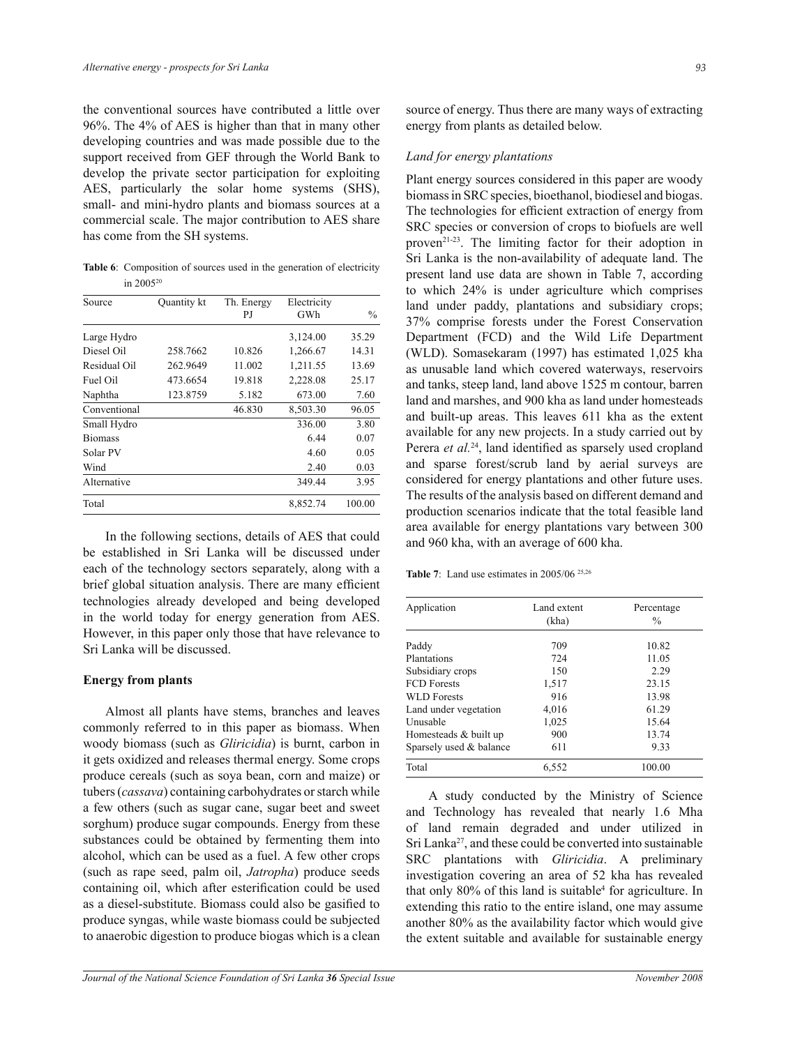the conventional sources have contributed a little over 96%. The 4% of AES is higher than that in many other developing countries and was made possible due to the support received from GEF through the World Bank to develop the private sector participation for exploiting AES, particularly the solar home systems (SHS), small- and mini-hydro plants and biomass sources at a commercial scale. The major contribution to AES share has come from the SH systems.

**Table 6**: Composition of sources used in the generation of electricity in 2005[20]

| Source | Quantity kt | Th. Energy PJ | Electricity GWh | % |
|---|---|---|---|---|
| Large Hydro | | | 3,124.00 | 35.29 |
| Diesel Oil | 258.7662 | 10.826 | 1,266.67 | 14.31 |
| Residual Oil | 262.9649 | 11.002 | 1,211.55 | 13.69 |
| Fuel Oil | 473.6654 | 19.818 | 2,228.08 | 25.17 |
| Naphtha | 123.8759 | 5.182 | 673.00 | 7.60 |
| Conventional | | 46.830 | 8,503.30 | 96.05 |
| Small Hydro | | | 336.00 | 3.80 |
| Biomass | | | 6.44 | 0.07 |
| Solar PV | | | 4.60 | 0.05 |
| Wind | | | 2.40 | 0.03 |
| Alternative | | | 349.44 | 3.95 |
| Total | | | 8,852.74 | 100.00 |

In the following sections, details of AES that could be established in Sri Lanka will be discussed under each of the technology sectors separately, along with a brief global situation analysis. There are many efficient technologies already developed and being developed in the world today for energy generation from AES. However, in this paper only those that have relevance to Sri Lanka will be discussed.

## Energy from plants

Almost all plants have stems, branches and leaves commonly referred to in this paper as biomass. When woody biomass (such as *Gliricidia*) is burnt, carbon in it gets oxidized and releases thermal energy. Some crops produce cereals (such as soya bean, corn and maize) or tubers (*cassava*) containing carbohydrates or starch while a few others (such as sugar cane, sugar beet and sweet sorghum) produce sugar compounds. Energy from these substances could be obtained by fermenting them into alcohol, which can be used as a fuel. A few other crops (such as rape seed, palm oil, *Jatropha*) produce seeds containing oil, which after esterification could be used as a diesel-substitute. Biomass could also be gasified to produce syngas, while waste biomass could be subjected to anaerobic digestion to produce biogas which is a clean source of energy. Thus there are many ways of extracting energy from plants as detailed below.

### *Land for energy plantations*

Plant energy sources considered in this paper are woody biomass in SRC species, bioethanol, biodiesel and biogas. The technologies for efficient extraction of energy from SRC species or conversion of crops to biofuels are well proven[21-23]. The limiting factor for their adoption in Sri Lanka is the non-availability of adequate land. The present land use data are shown in Table 7, according to which 24% is under agriculture which comprises land under paddy, plantations and subsidiary crops; 37% comprise forests under the Forest Conservation Department (FCD) and the Wild Life Department (WLD). Somasekaram (1997) has estimated 1,025 kha as unusable land which covered waterways, reservoirs and tanks, steep land, land above 1525 m contour, barren land and marshes, and 900 kha as land under homesteads and built-up areas. This leaves 611 kha as the extent available for any new projects. In a study carried out by Perera *et al.*[24], land identified as sparsely used cropland and sparse forest/scrub land by aerial surveys are considered for energy plantations and other future uses. The results of the analysis based on different demand and production scenarios indicate that the total feasible land area available for energy plantations vary between 300 and 960 kha, with an average of 600 kha.

**Table 7**: Land use estimates in 2005/06 [25,26]

| Application | Land extent (kha) | Percentage % |
|---|---|---|
| Paddy | 709 | 10.82 |
| Plantations | 724 | 11.05 |
| Subsidiary crops | 150 | 2.29 |
| FCD Forests | 1,517 | 23.15 |
| WLD Forests | 916 | 13.98 |
| Land under vegetation | 4,016 | 61.29 |
| Unusable | 1,025 | 15.64 |
| Homesteads & built up | 900 | 13.74 |
| Sparsely used & balance | 611 | 9.33 |
| Total | 6,552 | 100.00 |

A study conducted by the Ministry of Science and Technology has revealed that nearly 1.6 Mha of land remain degraded and under utilized in Sri Lanka[27], and these could be converted into sustainable SRC plantations with *Gliricidia*. A preliminary investigation covering an area of 52 kha has revealed that only 80% of this land is suitable[4] for agriculture. In extending this ratio to the entire island, one may assume another 80% as the availability factor which would give the extent suitable and available for sustainable energy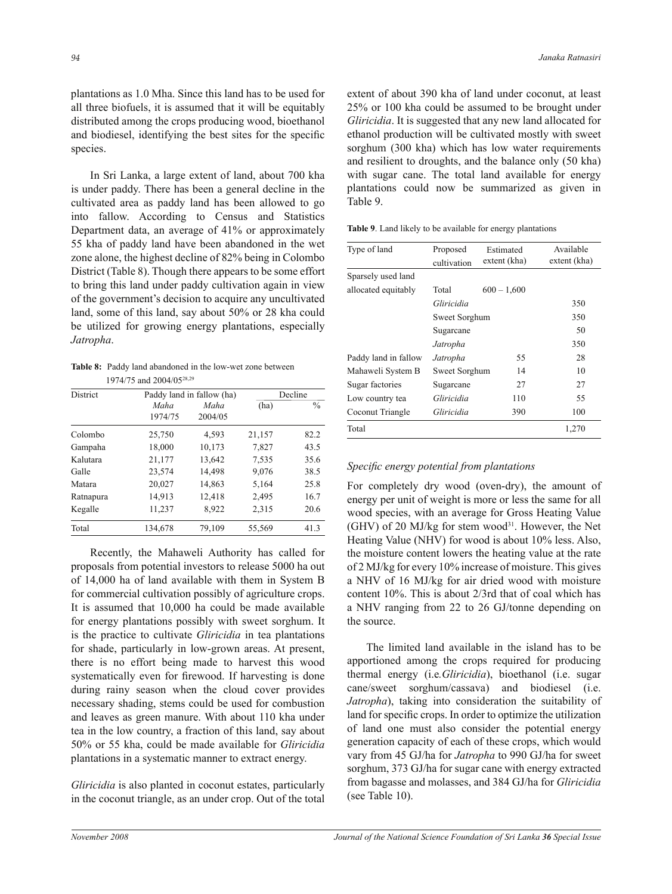plantations as 1.0 Mha. Since this land has to be used for all three biofuels, it is assumed that it will be equitably distributed among the crops producing wood, bioethanol and biodiesel, identifying the best sites for the specific species.

In Sri Lanka, a large extent of land, about 700 kha is under paddy. There has been a general decline in the cultivated area as paddy land has been allowed to go into fallow. According to Census and Statistics Department data, an average of 41% or approximately 55 kha of paddy land have been abandoned in the wet zone alone, the highest decline of 82% being in Colombo District (Table 8). Though there appears to be some effort to bring this land under paddy cultivation again in view of the government's decision to acquire any uncultivated land, some of this land, say about 50% or 28 kha could be utilized for growing energy plantations, especially *Jatropha*.

**Table 8:** Paddy land abandoned in the low-wet zone between 1974/75 and 2004/05[28,29]

| District | Paddy land in fallow (ha) | | Decline | |
|---|---|---|---|---|
| | *Maha* 1974/75 | *Maha* 2004/05 | (ha) | % |
| Colombo | 25,750 | 4,593 | 21,157 | 82.2 |
| Gampaha | 18,000 | 10,173 | 7,827 | 43.5 |
| Kalutara | 21,177 | 13,642 | 7,535 | 35.6 |
| Galle | 23,574 | 14,498 | 9,076 | 38.5 |
| Matara | 20,027 | 14,863 | 5,164 | 25.8 |
| Ratnapura | 14,913 | 12,418 | 2,495 | 16.7 |
| Kegalle | 11,237 | 8,922 | 2,315 | 20.6 |
| Total | 134,678 | 79,109 | 55,569 | 41.3 |

Recently, the Mahaweli Authority has called for proposals from potential investors to release 5000 ha out of 14,000 ha of land available with them in System B for commercial cultivation possibly of agriculture crops. It is assumed that 10,000 ha could be made available for energy plantations possibly with sweet sorghum. It is the practice to cultivate *Gliricidia* in tea plantations for shade, particularly in low-grown areas. At present, there is no effort being made to harvest this wood systematically even for firewood. If harvesting is done during rainy season when the cloud cover provides necessary shading, stems could be used for combustion and leaves as green manure. With about 110 kha under tea in the low country, a fraction of this land, say about 50% or 55 kha, could be made available for *Gliricidia* plantations in a systematic manner to extract energy.

*Gliricidia* is also planted in coconut estates, particularly in the coconut triangle, as an under crop. Out of the total extent of about 390 kha of land under coconut, at least 25% or 100 kha could be assumed to be brought under *Gliricidia*. It is suggested that any new land allocated for ethanol production will be cultivated mostly with sweet sorghum (300 kha) which has low water requirements and resilient to droughts, and the balance only (50 kha) with sugar cane. The total land available for energy plantations could now be summarized as given in Table 9.

**Table 9**. Land likely to be available for energy plantations

| Type of land | Proposed cultivation | Estimated extent (kha) | Available extent (kha) |
|---|---|---|---|
| Sparsely used land | | | |
| allocated equitably | Total | 600 – 1,600 | |
| | *Gliricidia* | | 350 |
| | Sweet Sorghum | | 350 |
| | Sugarcane | | 50 |
| | *Jatropha* | | 350 |
| Paddy land in fallow | *Jatropha* | 55 | 28 |
| Mahaweli System B | Sweet Sorghum | 14 | 10 |
| Sugar factories | Sugarcane | 27 | 27 |
| Low country tea | *Gliricidia* | 110 | 55 |
| Coconut Triangle | *Gliricidia* | 390 | 100 |
| Total | | | 1,270 |

### *Specific energy potential from plantations*

For completely dry wood (oven-dry), the amount of energy per unit of weight is more or less the same for all wood species, with an average for Gross Heating Value (GHV) of 20 MJ/kg for stem wood[31]. However, the Net Heating Value (NHV) for wood is about 10% less. Also, the moisture content lowers the heating value at the rate of 2 MJ/kg for every 10% increase of moisture. This gives a NHV of 16 MJ/kg for air dried wood with moisture content 10%. This is about 2/3rd that of coal which has a NHV ranging from 22 to 26 GJ/tonne depending on the source.

The limited land available in the island has to be apportioned among the crops required for producing thermal energy (i.e. *Gliricidia*), bioethanol (i.e. sugar cane/sweet sorghum/cassava) and biodiesel (i.e. *Jatropha*), taking into consideration the suitability of land for specific crops. In order to optimize the utilization of land one must also consider the potential energy generation capacity of each of these crops, which would vary from 45 GJ/ha for *Jatropha* to 990 GJ/ha for sweet sorghum, 373 GJ/ha for sugar cane with energy extracted from bagasse and molasses, and 384 GJ/ha for *Gliricidia* (see Table 10).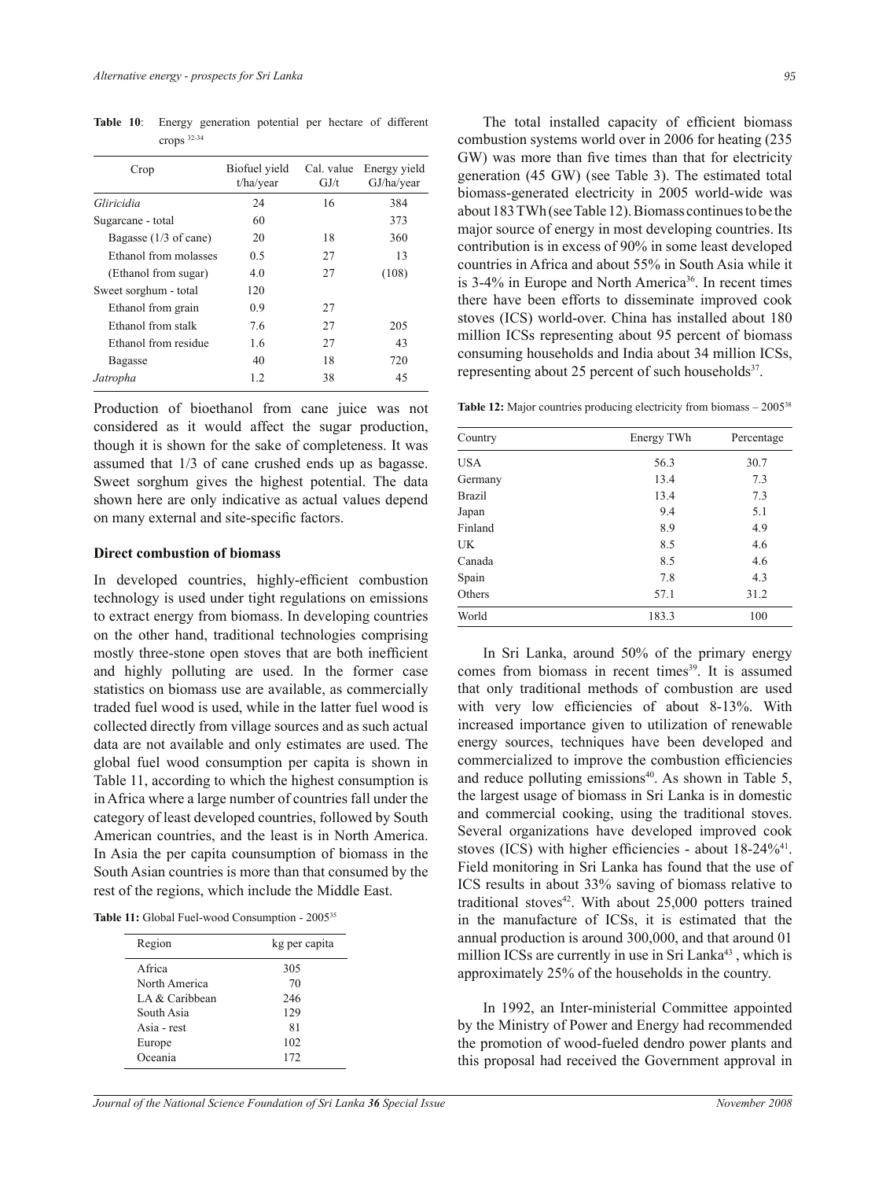**Table 10**: Energy generation potential per hectare of different crops [32-34]

| Crop | Biofuel yield t/ha/year | Cal. value GJ/t | Energy yield GJ/ha/year |
|---|---|---|---|
| *Gliricidia* | 24 | 16 | 384 |
| Sugarcane - total | 60 | | 373 |
| Bagasse (1/3 of cane) | 20 | 18 | 360 |
| Ethanol from molasses | 0.5 | 27 | 13 |
| (Ethanol from sugar) | 4.0 | 27 | (108) |
| Sweet sorghum - total | 120 | | |
| Ethanol from grain | 0.9 | 27 | |
| Ethanol from stalk | 7.6 | 27 | 205 |
| Ethanol from residue | 1.6 | 27 | 43 |
| Bagasse | 40 | 18 | 720 |
| *Jatropha* | 1.2 | 38 | 45 |

Production of bioethanol from cane juice was not considered as it would affect the sugar production, though it is shown for the sake of completeness. It was assumed that 1/3 of cane crushed ends up as bagasse. Sweet sorghum gives the highest potential. The data shown here are only indicative as actual values depend on many external and site-specific factors.

### Direct combustion of biomass

In developed countries, highly-efficient combustion technology is used under tight regulations on emissions to extract energy from biomass. In developing countries on the other hand, traditional technologies comprising mostly three-stone open stoves that are both inefficient and highly polluting are used. In the former case statistics on biomass use are available, as commercially traded fuel wood is used, while in the latter fuel wood is collected directly from village sources and as such actual data are not available and only estimates are used. The global fuel wood consumption per capita is shown in Table 11, according to which the highest consumption is in Africa where a large number of countries fall under the category of least developed countries, followed by South American countries, and the least is in North America. In Asia the per capita counsumption of biomass in the South Asian countries is more than that consumed by the rest of the regions, which include the Middle East.

**Table 11:** Global Fuel-wood Consumption - 2005[35]

| Region | kg per capita |
|---|---|
| Africa | 305 |
| North America | 70 |
| LA & Caribbean | 246 |
| South Asia | 129 |
| Asia - rest | 81 |
| Europe | 102 |
| Oceania | 172 |

The total installed capacity of efficient biomass combustion systems world over in 2006 for heating (235 GW) was more than five times than that for electricity generation (45 GW) (see Table 3). The estimated total biomass-generated electricity in 2005 world-wide was about 183 TWh (see Table 12). Biomass continues to be the major source of energy in most developing countries. Its contribution is in excess of 90% in some least developed countries in Africa and about 55% in South Asia while it is 3-4% in Europe and North America[36]. In recent times there have been efforts to disseminate improved cook stoves (ICS) world-over. China has installed about 180 million ICSs representing about 95 percent of biomass consuming households and India about 34 million ICSs, representing about 25 percent of such households[37].

**Table 12:** Major countries producing electricity from biomass – 2005[38]

| Country | Energy TWh | Percentage |
|---|---|---|
| USA | 56.3 | 30.7 |
| Germany | 13.4 | 7.3 |
| Brazil | 13.4 | 7.3 |
| Japan | 9.4 | 5.1 |
| Finland | 8.9 | 4.9 |
| UK | 8.5 | 4.6 |
| Canada | 8.5 | 4.6 |
| Spain | 7.8 | 4.3 |
| Others | 57.1 | 31.2 |
| World | 183.3 | 100 |

In Sri Lanka, around 50% of the primary energy comes from biomass in recent times[39]. It is assumed that only traditional methods of combustion are used with very low efficiencies of about 8-13%. With increased importance given to utilization of renewable energy sources, techniques have been developed and commercialized to improve the combustion efficiencies and reduce polluting emissions[40]. As shown in Table 5, the largest usage of biomass in Sri Lanka is in domestic and commercial cooking, using the traditional stoves. Several organizations have developed improved cook stoves (ICS) with higher efficiencies - about 18-24%[41]. Field monitoring in Sri Lanka has found that the use of ICS results in about 33% saving of biomass relative to traditional stoves[42]. With about 25,000 potters trained in the manufacture of ICSs, it is estimated that the annual production is around 300,000, and that around 01 million ICSs are currently in use in Sri Lanka[43], which is approximately 25% of the households in the country.

In 1992, an Inter-ministerial Committee appointed by the Ministry of Power and Energy had recommended the promotion of wood-fueled dendro power plants and this proposal had received the Government approval in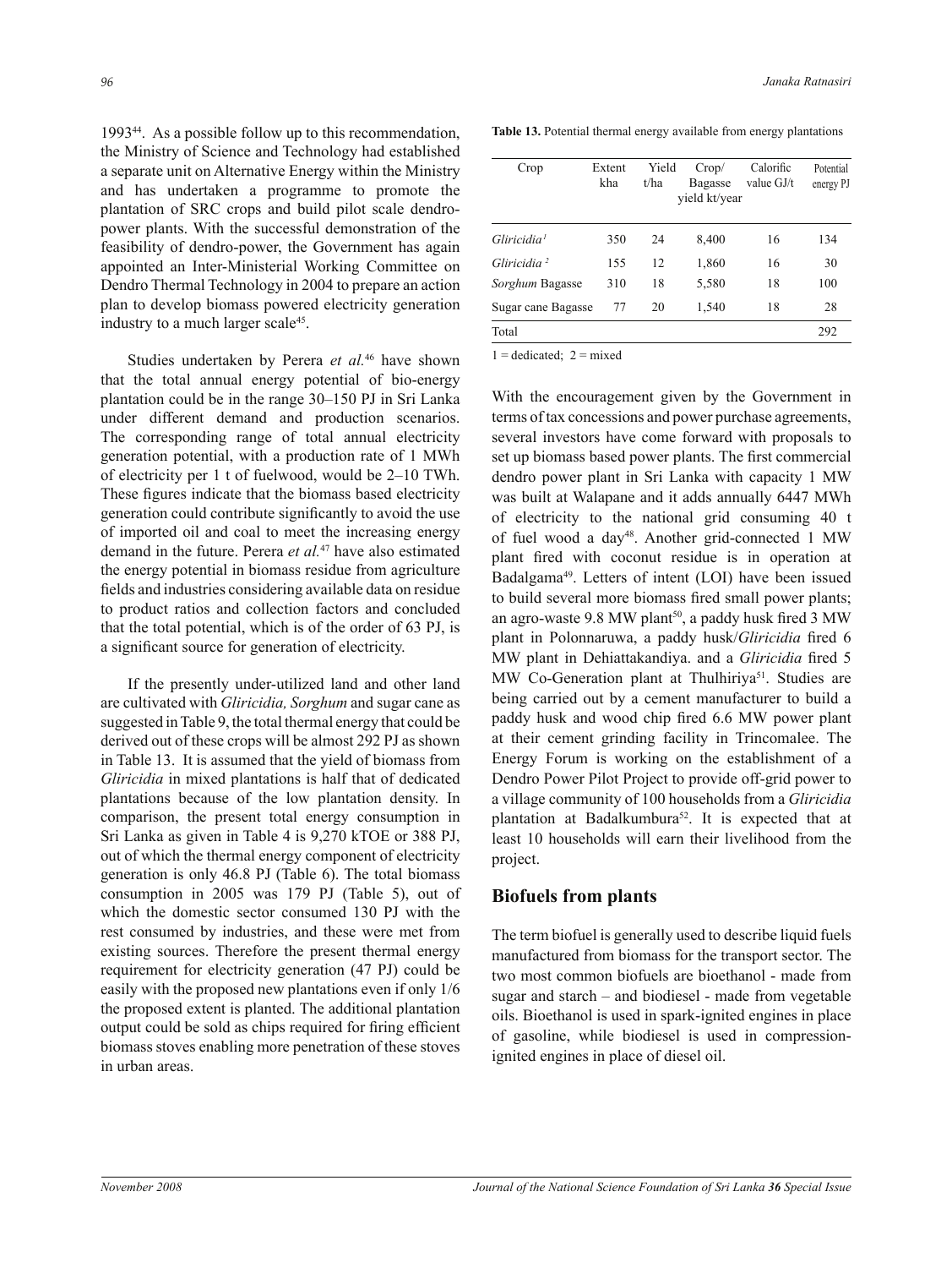1993[44]. As a possible follow up to this recommendation, the Ministry of Science and Technology had established a separate unit on Alternative Energy within the Ministry and has undertaken a programme to promote the plantation of SRC crops and build pilot scale dendro-power plants. With the successful demonstration of the feasibility of dendro-power, the Government has again appointed an Inter-Ministerial Working Committee on Dendro Thermal Technology in 2004 to prepare an action plan to develop biomass powered electricity generation industry to a much larger scale[45].

Studies undertaken by Perera *et al.*[46] have shown that the total annual energy potential of bio-energy plantation could be in the range 30–150 PJ in Sri Lanka under different demand and production scenarios. The corresponding range of total annual electricity generation potential, with a production rate of 1 MWh of electricity per 1 t of fuelwood, would be 2–10 TWh. These figures indicate that the biomass based electricity generation could contribute significantly to avoid the use of imported oil and coal to meet the increasing energy demand in the future. Perera *et al.*[47] have also estimated the energy potential in biomass residue from agriculture fields and industries considering available data on residue to product ratios and collection factors and concluded that the total potential, which is of the order of 63 PJ, is a significant source for generation of electricity.

If the presently under-utilized land and other land are cultivated with *Gliricidia, Sorghum* and sugar cane as suggested in Table 9, the total thermal energy that could be derived out of these crops will be almost 292 PJ as shown in Table 13. It is assumed that the yield of biomass from *Gliricidia* in mixed plantations is half that of dedicated plantations because of the low plantation density. In comparison, the present total energy consumption in Sri Lanka as given in Table 4 is 9,270 kTOE or 388 PJ, out of which the thermal energy component of electricity generation is only 46.8 PJ (Table 6). The total biomass consumption in 2005 was 179 PJ (Table 5), out of which the domestic sector consumed 130 PJ with the rest consumed by industries, and these were met from existing sources. Therefore the present thermal energy requirement for electricity generation (47 PJ) could be easily with the proposed new plantations even if only 1/6 the proposed extent is planted. The additional plantation output could be sold as chips required for firing efficient biomass stoves enabling more penetration of these stoves in urban areas.

**Table 13.** Potential thermal energy available from energy plantations

| Crop | Extent kha | Yield t/ha | Crop/ Bagasse yield kt/year | Calorific value GJ/t | Potential energy PJ |
|---|---|---|---|---|---|
| *Gliricidia*[1] | 350 | 24 | 8,400 | 16 | 134 |
| *Gliricidia*[2] | 155 | 12 | 1,860 | 16 | 30 |
| *Sorghum* Bagasse | 310 | 18 | 5,580 | 18 | 100 |
| Sugar cane Bagasse | 77 | 20 | 1,540 | 18 | 28 |
| Total | | | | | 292 |

1 = dedicated; 2 = mixed

With the encouragement given by the Government in terms of tax concessions and power purchase agreements, several investors have come forward with proposals to set up biomass based power plants. The first commercial dendro power plant in Sri Lanka with capacity 1 MW was built at Walapane and it adds annually 6447 MWh of electricity to the national grid consuming 40 t of fuel wood a day[48]. Another grid-connected 1 MW plant fired with coconut residue is in operation at Badalgama[49]. Letters of intent (LOI) have been issued to build several more biomass fired small power plants; an agro-waste 9.8 MW plant[50], a paddy husk fired 3 MW plant in Polonnaruwa, a paddy husk/*Gliricidia* fired 6 MW plant in Dehiattakandiya. and a *Gliricidia* fired 5 MW Co-Generation plant at Thulhiriya[51]. Studies are being carried out by a cement manufacturer to build a paddy husk and wood chip fired 6.6 MW power plant at their cement grinding facility in Trincomalee. The Energy Forum is working on the establishment of a Dendro Power Pilot Project to provide off-grid power to a village community of 100 households from a *Gliricidia* plantation at Badalkumbura[52]. It is expected that at least 10 households will earn their livelihood from the project.

## Biofuels from plants

The term biofuel is generally used to describe liquid fuels manufactured from biomass for the transport sector. The two most common biofuels are bioethanol - made from sugar and starch – and biodiesel - made from vegetable oils. Bioethanol is used in spark-ignited engines in place of gasoline, while biodiesel is used in compression-ignited engines in place of diesel oil.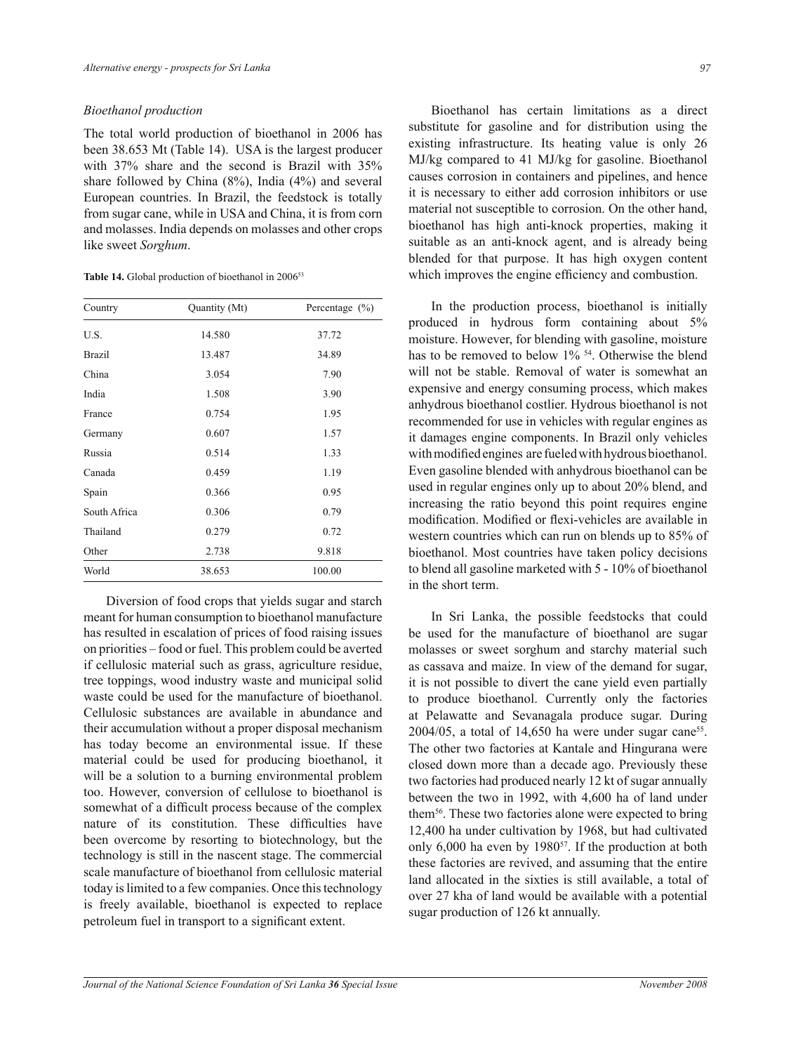### *Bioethanol production*

The total world production of bioethanol in 2006 has been 38.653 Mt (Table 14). USA is the largest producer with 37% share and the second is Brazil with 35% share followed by China (8%), India (4%) and several European countries. In Brazil, the feedstock is totally from sugar cane, while in USA and China, it is from corn and molasses. India depends on molasses and other crops like sweet *Sorghum*.

**Table 14.** Global production of bioethanol in 2006[53]

| Country | Quantity (Mt) | Percentage (%) |
|---|---|---|
| U.S. | 14.580 | 37.72 |
| Brazil | 13.487 | 34.89 |
| China | 3.054 | 7.90 |
| India | 1.508 | 3.90 |
| France | 0.754 | 1.95 |
| Germany | 0.607 | 1.57 |
| Russia | 0.514 | 1.33 |
| Canada | 0.459 | 1.19 |
| Spain | 0.366 | 0.95 |
| South Africa | 0.306 | 0.79 |
| Thailand | 0.279 | 0.72 |
| Other | 2.738 | 9.818 |
| World | 38.653 | 100.00 |

Diversion of food crops that yields sugar and starch meant for human consumption to bioethanol manufacture has resulted in escalation of prices of food raising issues on priorities – food or fuel. This problem could be averted if cellulosic material such as grass, agriculture residue, tree toppings, wood industry waste and municipal solid waste could be used for the manufacture of bioethanol. Cellulosic substances are available in abundance and their accumulation without a proper disposal mechanism has today become an environmental issue. If these material could be used for producing bioethanol, it will be a solution to a burning environmental problem too. However, conversion of cellulose to bioethanol is somewhat of a difficult process because of the complex nature of its constitution. These difficulties have been overcome by resorting to biotechnology, but the technology is still in the nascent stage. The commercial scale manufacture of bioethanol from cellulosic material today is limited to a few companies. Once this technology is freely available, bioethanol is expected to replace petroleum fuel in transport to a significant extent.

Bioethanol has certain limitations as a direct substitute for gasoline and for distribution using the existing infrastructure. Its heating value is only 26 MJ/kg compared to 41 MJ/kg for gasoline. Bioethanol causes corrosion in containers and pipelines, and hence it is necessary to either add corrosion inhibitors or use material not susceptible to corrosion. On the other hand, bioethanol has high anti-knock properties, making it suitable as an anti-knock agent, and is already being blended for that purpose. It has high oxygen content which improves the engine efficiency and combustion.

In the production process, bioethanol is initially produced in hydrous form containing about 5% moisture. However, for blending with gasoline, moisture has to be removed to below 1% [54]. Otherwise the blend will not be stable. Removal of water is somewhat an expensive and energy consuming process, which makes anhydrous bioethanol costlier. Hydrous bioethanol is not recommended for use in vehicles with regular engines as it damages engine components. In Brazil only vehicles with modified engines are fueled with hydrous bioethanol. Even gasoline blended with anhydrous bioethanol can be used in regular engines only up to about 20% blend, and increasing the ratio beyond this point requires engine modification. Modified or flexi-vehicles are available in western countries which can run on blends up to 85% of bioethanol. Most countries have taken policy decisions to blend all gasoline marketed with 5 - 10% of bioethanol in the short term.

In Sri Lanka, the possible feedstocks that could be used for the manufacture of bioethanol are sugar molasses or sweet sorghum and starchy material such as cassava and maize. In view of the demand for sugar, it is not possible to divert the cane yield even partially to produce bioethanol. Currently only the factories at Pelawatte and Sevanagala produce sugar. During 2004/05, a total of 14,650 ha were under sugar cane[55]. The other two factories at Kantale and Hingurana were closed down more than a decade ago. Previously these two factories had produced nearly 12 kt of sugar annually between the two in 1992, with 4,600 ha of land under them[56]. These two factories alone were expected to bring 12,400 ha under cultivation by 1968, but had cultivated only 6,000 ha even by 1980[57]. If the production at both these factories are revived, and assuming that the entire land allocated in the sixties is still available, a total of over 27 kha of land would be available with a potential sugar production of 126 kt annually.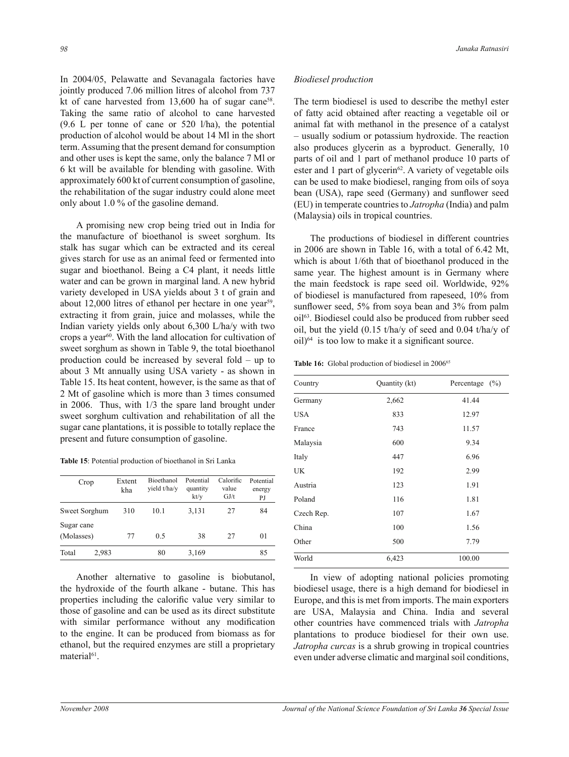In 2004/05, Pelawatte and Sevanagala factories have jointly produced 7.06 million litres of alcohol from 737 kt of cane harvested from 13,600 ha of sugar cane[58]. Taking the same ratio of alcohol to cane harvested (9.6 L per tonne of cane or 520 l/ha), the potential production of alcohol would be about 14 Ml in the short term. Assuming that the present demand for consumption and other uses is kept the same, only the balance 7 Ml or 6 kt will be available for blending with gasoline. With approximately 600 kt of current consumption of gasoline, the rehabilitation of the sugar industry could alone meet only about 1.0 % of the gasoline demand.

A promising new crop being tried out in India for the manufacture of bioethanol is sweet sorghum. Its stalk has sugar which can be extracted and its cereal gives starch for use as an animal feed or fermented into sugar and bioethanol. Being a C4 plant, it needs little water and can be grown in marginal land. A new hybrid variety developed in USA yields about 3 t of grain and about 12,000 litres of ethanol per hectare in one year[59], extracting it from grain, juice and molasses, while the Indian variety yields only about 6,300 L/ha/y with two crops a year[60]. With the land allocation for cultivation of sweet sorghum as shown in Table 9, the total bioethanol production could be increased by several fold – up to about 3 Mt annually using USA variety - as shown in Table 15. Its heat content, however, is the same as that of 2 Mt of gasoline which is more than 3 times consumed in 2006. Thus, with 1/3 the spare land brought under sweet sorghum cultivation and rehabilitation of all the sugar cane plantations, it is possible to totally replace the present and future consumption of gasoline.

**Table 15**: Potential production of bioethanol in Sri Lanka

| Crop | Extent kha | Bioethanol yield t/ha/y | Potential quantity kt/y | Calorific value GJ/t | Potential energy PJ |
|---|---|---|---|---|---|
| Sweet Sorghum | 310 | 10.1 | 3,131 | 27 | 84 |
| Sugar cane (Molasses) | 77 | 0.5 | 38 | 27 | 01 |
| Total 2,983 | | 80 | 3,169 | | 85 |

Another alternative to gasoline is biobutanol, the hydroxide of the fourth alkane - butane. This has properties including the calorific value very similar to those of gasoline and can be used as its direct substitute with similar performance without any modification to the engine. It can be produced from biomass as for ethanol, but the required enzymes are still a proprietary material[61].

*Biodiesel production*

The term biodiesel is used to describe the methyl ester of fatty acid obtained after reacting a vegetable oil or animal fat with methanol in the presence of a catalyst – usually sodium or potassium hydroxide. The reaction also produces glycerin as a byproduct. Generally, 10 parts of oil and 1 part of methanol produce 10 parts of ester and 1 part of glycerin[62]. A variety of vegetable oils can be used to make biodiesel, ranging from oils of soya bean (USA), rape seed (Germany) and sunflower seed (EU) in temperate countries to *Jatropha* (India) and palm (Malaysia) oils in tropical countries.

The productions of biodiesel in different countries in 2006 are shown in Table 16, with a total of 6.42 Mt, which is about 1/6th that of bioethanol produced in the same year. The highest amount is in Germany where the main feedstock is rape seed oil. Worldwide, 92% of biodiesel is manufactured from rapeseed, 10% from sunflower seed, 5% from soya bean and 3% from palm oil[63]. Biodiesel could also be produced from rubber seed oil, but the yield (0.15 t/ha/y of seed and 0.04 t/ha/y of oil)[64] is too low to make it a significant source.

**Table 16:** Global production of biodiesel in 2006[65]

| Country | Quantity (kt) | Percentage (%) |
|---|---|---|
| Germany | 2,662 | 41.44 |
| USA | 833 | 12.97 |
| France | 743 | 11.57 |
| Malaysia | 600 | 9.34 |
| Italy | 447 | 6.96 |
| UK | 192 | 2.99 |
| Austria | 123 | 1.91 |
| Poland | 116 | 1.81 |
| Czech Rep. | 107 | 1.67 |
| China | 100 | 1.56 |
| Other | 500 | 7.79 |
| World | 6,423 | 100.00 |

In view of adopting national policies promoting biodiesel usage, there is a high demand for biodiesel in Europe, and this is met from imports. The main exporters are USA, Malaysia and China. India and several other countries have commenced trials with *Jatropha* plantations to produce biodiesel for their own use. *Jatropha curcas* is a shrub growing in tropical countries even under adverse climatic and marginal soil conditions,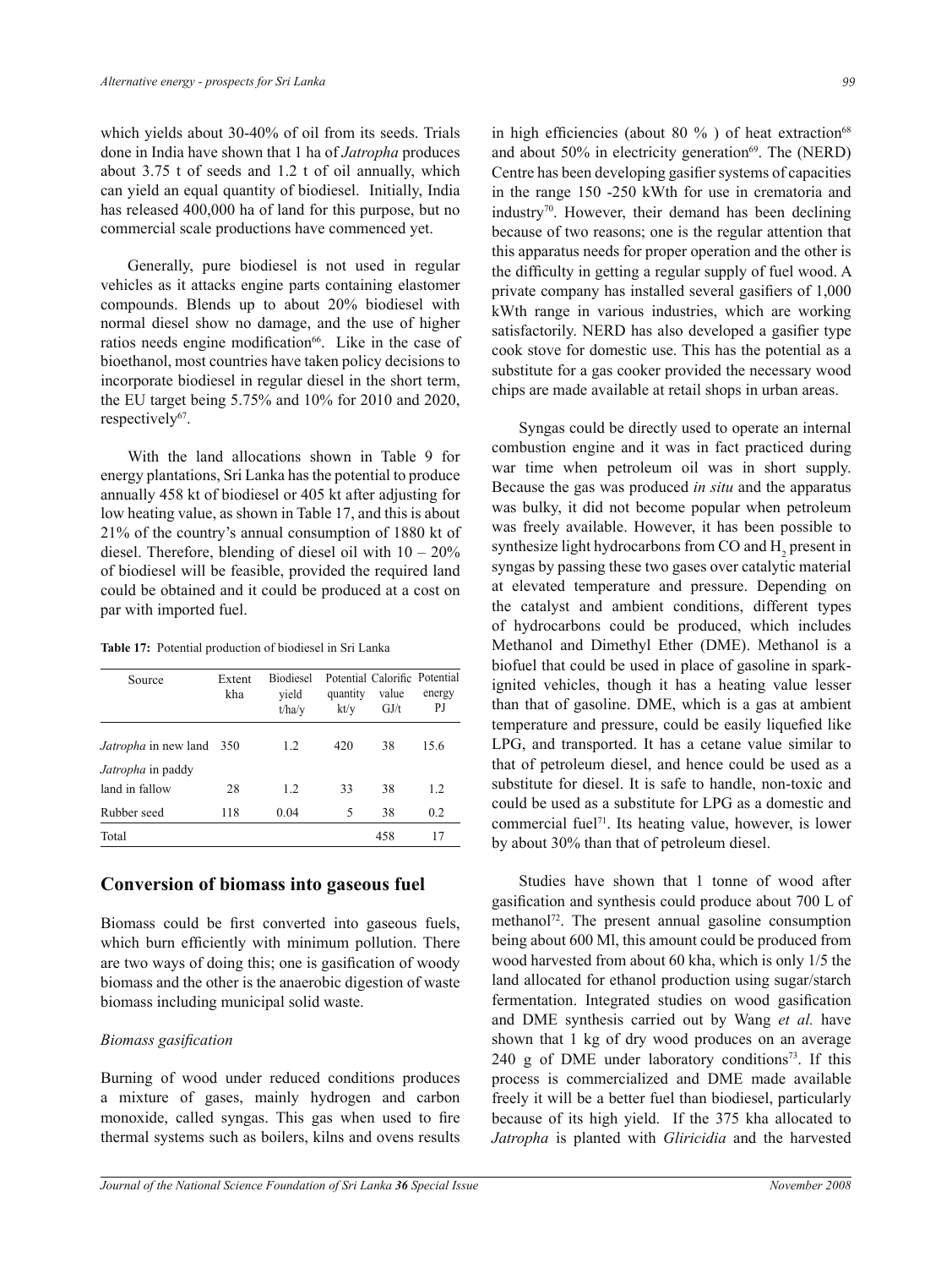which yields about 30-40% of oil from its seeds. Trials done in India have shown that 1 ha of *Jatropha* produces about 3.75 t of seeds and 1.2 t of oil annually, which can yield an equal quantity of biodiesel. Initially, India has released 400,000 ha of land for this purpose, but no commercial scale productions have commenced yet.

Generally, pure biodiesel is not used in regular vehicles as it attacks engine parts containing elastomer compounds. Blends up to about 20% biodiesel with normal diesel show no damage, and the use of higher ratios needs engine modification[66]. Like in the case of bioethanol, most countries have taken policy decisions to incorporate biodiesel in regular diesel in the short term, the EU target being 5.75% and 10% for 2010 and 2020, respectively[67].

With the land allocations shown in Table 9 for energy plantations, Sri Lanka has the potential to produce annually 458 kt of biodiesel or 405 kt after adjusting for low heating value, as shown in Table 17, and this is about 21% of the country's annual consumption of 1880 kt of diesel. Therefore, blending of diesel oil with 10 – 20% of biodiesel will be feasible, provided the required land could be obtained and it could be produced at a cost on par with imported fuel.

**Table 17:** Potential production of biodiesel in Sri Lanka

| Source | Extent kha | Biodiesel yield t/ha/y | Potential quantity kt/y | Calorific value GJ/t | Potential energy PJ |
|---|---|---|---|---|---|
| *Jatropha* in new land | 350 | 1.2 | 420 | 38 | 15.6 |
| *Jatropha* in paddy land in fallow | 28 | 1.2 | 33 | 38 | 1.2 |
| Rubber seed | 118 | 0.04 | 5 | 38 | 0.2 |
| Total | | | | 458 | 17 |

## Conversion of biomass into gaseous fuel

Biomass could be first converted into gaseous fuels, which burn efficiently with minimum pollution. There are two ways of doing this; one is gasification of woody biomass and the other is the anaerobic digestion of waste biomass including municipal solid waste.

### *Biomass gasification*

Burning of wood under reduced conditions produces a mixture of gases, mainly hydrogen and carbon monoxide, called syngas. This gas when used to fire thermal systems such as boilers, kilns and ovens results in high efficiencies (about 80 % ) of heat extraction[68] and about 50% in electricity generation[69]. The (NERD) Centre has been developing gasifier systems of capacities in the range 150 -250 kWth for use in crematoria and industry[70]. However, their demand has been declining because of two reasons; one is the regular attention that this apparatus needs for proper operation and the other is the difficulty in getting a regular supply of fuel wood. A private company has installed several gasifiers of 1,000 kWth range in various industries, which are working satisfactorily. NERD has also developed a gasifier type cook stove for domestic use. This has the potential as a substitute for a gas cooker provided the necessary wood chips are made available at retail shops in urban areas.

Syngas could be directly used to operate an internal combustion engine and it was in fact practiced during war time when petroleum oil was in short supply. Because the gas was produced *in situ* and the apparatus was bulky, it did not become popular when petroleum was freely available. However, it has been possible to synthesize light hydrocarbons from CO and $H_2$ present in syngas by passing these two gases over catalytic material at elevated temperature and pressure. Depending on the catalyst and ambient conditions, different types of hydrocarbons could be produced, which includes Methanol and Dimethyl Ether (DME). Methanol is a biofuel that could be used in place of gasoline in spark-ignited vehicles, though it has a heating value lesser than that of gasoline. DME, which is a gas at ambient temperature and pressure, could be easily liquefied like LPG, and transported. It has a cetane value similar to that of petroleum diesel, and hence could be used as a substitute for diesel. It is safe to handle, non-toxic and could be used as a substitute for LPG as a domestic and commercial fuel[71]. Its heating value, however, is lower by about 30% than that of petroleum diesel.

Studies have shown that 1 tonne of wood after gasification and synthesis could produce about 700 L of methanol[72]. The present annual gasoline consumption being about 600 Ml, this amount could be produced from wood harvested from about 60 kha, which is only 1/5 the land allocated for ethanol production using sugar/starch fermentation. Integrated studies on wood gasification and DME synthesis carried out by Wang *et al.* have shown that 1 kg of dry wood produces on an average 240 g of DME under laboratory conditions[73]. If this process is commercialized and DME made available freely it will be a better fuel than biodiesel, particularly because of its high yield. If the 375 kha allocated to *Jatropha* is planted with *Gliricidia* and the harvested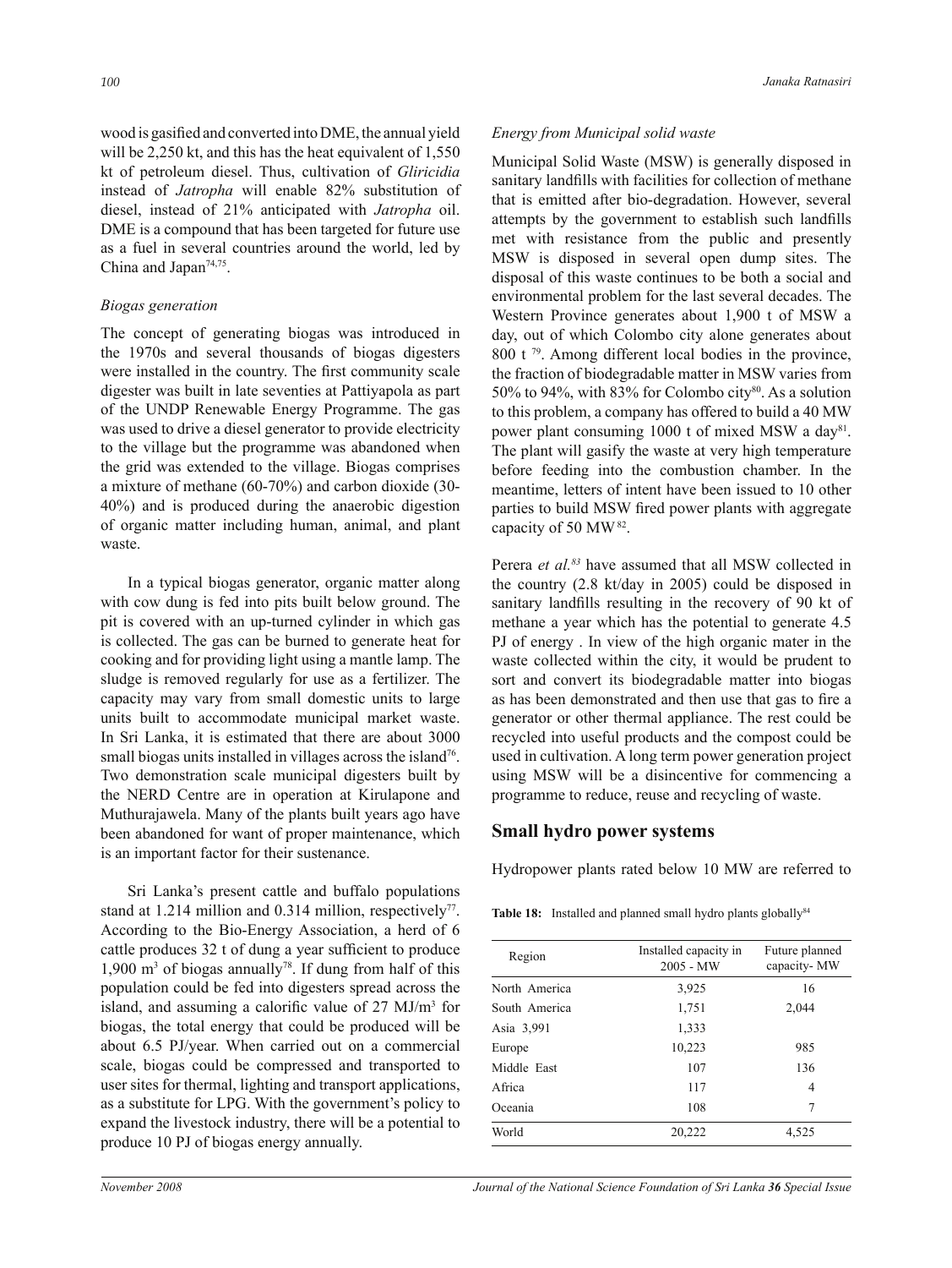wood is gasified and converted into DME, the annual yield will be 2,250 kt, and this has the heat equivalent of 1,550 kt of petroleum diesel. Thus, cultivation of *Gliricidia* instead of *Jatropha* will enable 82% substitution of diesel, instead of 21% anticipated with *Jatropha* oil. DME is a compound that has been targeted for future use as a fuel in several countries around the world, led by China and Japan[74,75].

*Biogas generation*

The concept of generating biogas was introduced in the 1970s and several thousands of biogas digesters were installed in the country. The first community scale digester was built in late seventies at Pattiyapola as part of the UNDP Renewable Energy Programme. The gas was used to drive a diesel generator to provide electricity to the village but the programme was abandoned when the grid was extended to the village. Biogas comprises a mixture of methane (60-70%) and carbon dioxide (30-40%) and is produced during the anaerobic digestion of organic matter including human, animal, and plant waste.

In a typical biogas generator, organic matter along with cow dung is fed into pits built below ground. The pit is covered with an up-turned cylinder in which gas is collected. The gas can be burned to generate heat for cooking and for providing light using a mantle lamp. The sludge is removed regularly for use as a fertilizer. The capacity may vary from small domestic units to large units built to accommodate municipal market waste. In Sri Lanka, it is estimated that there are about 3000 small biogas units installed in villages across the island[76]. Two demonstration scale municipal digesters built by the NERD Centre are in operation at Kirulapone and Muthurajawela. Many of the plants built years ago have been abandoned for want of proper maintenance, which is an important factor for their sustenance.

Sri Lanka's present cattle and buffalo populations stand at 1.214 million and 0.314 million, respectively[77]. According to the Bio-Energy Association, a herd of 6 cattle produces 32 t of dung a year sufficient to produce 1,900 $m^3$ of biogas annually[78]. If dung from half of this population could be fed into digesters spread across the island, and assuming a calorific value of 27 MJ/$m^3$ for biogas, the total energy that could be produced will be about 6.5 PJ/year. When carried out on a commercial scale, biogas could be compressed and transported to user sites for thermal, lighting and transport applications, as a substitute for LPG. With the government's policy to expand the livestock industry, there will be a potential to produce 10 PJ of biogas energy annually.

*Energy from Municipal solid waste*

Municipal Solid Waste (MSW) is generally disposed in sanitary landfills with facilities for collection of methane that is emitted after bio-degradation. However, several attempts by the government to establish such landfills met with resistance from the public and presently MSW is disposed in several open dump sites. The disposal of this waste continues to be both a social and environmental problem for the last several decades. The Western Province generates about 1,900 t of MSW a day, out of which Colombo city alone generates about 800 t [79]. Among different local bodies in the province, the fraction of biodegradable matter in MSW varies from 50% to 94%, with 83% for Colombo city[80]. As a solution to this problem, a company has offered to build a 40 MW power plant consuming 1000 t of mixed MSW a day[81]. The plant will gasify the waste at very high temperature before feeding into the combustion chamber. In the meantime, letters of intent have been issued to 10 other parties to build MSW fired power plants with aggregate capacity of 50 MW [82].

Perera *et al.*[83] have assumed that all MSW collected in the country (2.8 kt/day in 2005) could be disposed in sanitary landfills resulting in the recovery of 90 kt of methane a year which has the potential to generate 4.5 PJ of energy . In view of the high organic mater in the waste collected within the city, it would be prudent to sort and convert its biodegradable matter into biogas as has been demonstrated and then use that gas to fire a generator or other thermal appliance. The rest could be recycled into useful products and the compost could be used in cultivation. A long term power generation project using MSW will be a disincentive for commencing a programme to reduce, reuse and recycling of waste.

## Small hydro power systems

Hydropower plants rated below 10 MW are referred to

**Table 18:** Installed and planned small hydro plants globally[84]

| Region | Installed capacity in 2005 - MW | Future planned capacity- MW |
|---|---|---|
| North America | 3,925 | 16 |
| South America | 1,751 | 2,044 |
| Asia 3,991 | 1,333 | |
| Europe | 10,223 | 985 |
| Middle East | 107 | 136 |
| Africa | 117 | 4 |
| Oceania | 108 | 7 |
| World | 20,222 | 4,525 |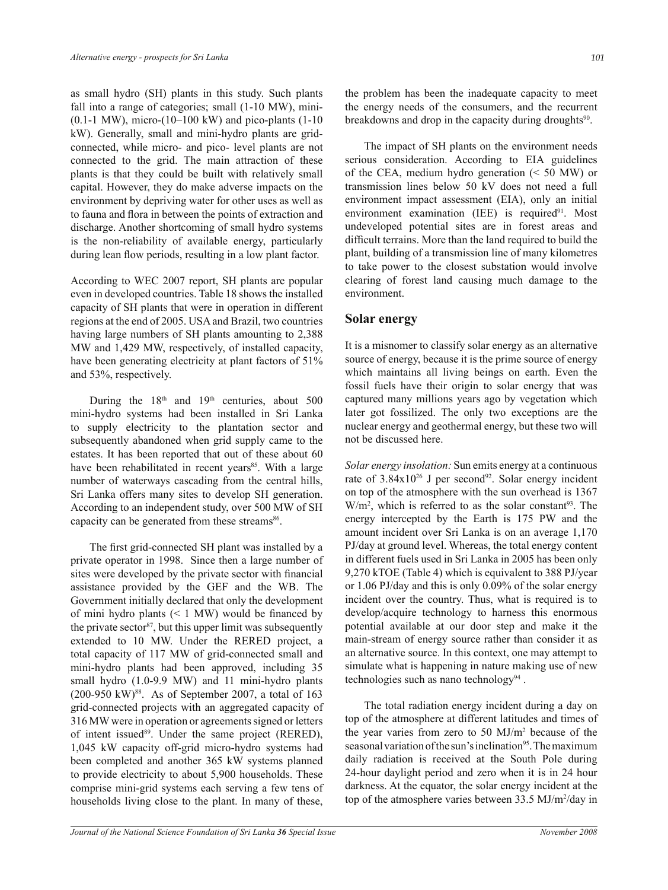as small hydro (SH) plants in this study. Such plants fall into a range of categories; small (1-10 MW), mini-(0.1-1 MW), micro-(10–100 kW) and pico-plants (1-10 kW). Generally, small and mini-hydro plants are grid-connected, while micro- and pico- level plants are not connected to the grid. The main attraction of these plants is that they could be built with relatively small capital. However, they do make adverse impacts on the environment by depriving water for other uses as well as to fauna and flora in between the points of extraction and discharge. Another shortcoming of small hydro systems is the non-reliability of available energy, particularly during lean flow periods, resulting in a low plant factor.

According to WEC 2007 report, SH plants are popular even in developed countries. Table 18 shows the installed capacity of SH plants that were in operation in different regions at the end of 2005. USA and Brazil, two countries having large numbers of SH plants amounting to 2,388 MW and 1,429 MW, respectively, of installed capacity, have been generating electricity at plant factors of 51% and 53%, respectively.

During the 18th and 19th centuries, about 500 mini-hydro systems had been installed in Sri Lanka to supply electricity to the plantation sector and subsequently abandoned when grid supply came to the estates. It has been reported that out of these about 60 have been rehabilitated in recent years[85]. With a large number of waterways cascading from the central hills, Sri Lanka offers many sites to develop SH generation. According to an independent study, over 500 MW of SH capacity can be generated from these streams[86].

The first grid-connected SH plant was installed by a private operator in 1998. Since then a large number of sites were developed by the private sector with financial assistance provided by the GEF and the WB. The Government initially declared that only the development of mini hydro plants (< 1 MW) would be financed by the private sector[87], but this upper limit was subsequently extended to 10 MW. Under the RERED project, a total capacity of 117 MW of grid-connected small and mini-hydro plants had been approved, including 35 small hydro (1.0-9.9 MW) and 11 mini-hydro plants (200-950 kW)[88]. As of September 2007, a total of 163 grid-connected projects with an aggregated capacity of 316 MW were in operation or agreements signed or letters of intent issued[89]. Under the same project (RERED), 1,045 kW capacity off-grid micro-hydro systems had been completed and another 365 kW systems planned to provide electricity to about 5,900 households. These comprise mini-grid systems each serving a few tens of households living close to the plant. In many of these, the problem has been the inadequate capacity to meet the energy needs of the consumers, and the recurrent breakdowns and drop in the capacity during droughts[90].

The impact of SH plants on the environment needs serious consideration. According to EIA guidelines of the CEA, medium hydro generation (< 50 MW) or transmission lines below 50 kV does not need a full environment impact assessment (EIA), only an initial environment examination (IEE) is required[91]. Most undeveloped potential sites are in forest areas and difficult terrains. More than the land required to build the plant, building of a transmission line of many kilometres to take power to the closest substation would involve clearing of forest land causing much damage to the environment.

## Solar energy

It is a misnomer to classify solar energy as an alternative source of energy, because it is the prime source of energy which maintains all living beings on earth. Even the fossil fuels have their origin to solar energy that was captured many millions years ago by vegetation which later got fossilized. The only two exceptions are the nuclear energy and geothermal energy, but these two will not be discussed here.

*Solar energy insolation:* Sun emits energy at a continuous rate of $3.84 \times 10^{26}$ J per second[92]. Solar energy incident on top of the atmosphere with the sun overhead is 1367 $W/m^2$, which is referred to as the solar constant[93]. The energy intercepted by the Earth is 175 PW and the amount incident over Sri Lanka is on an average 1,170 PJ/day at ground level. Whereas, the total energy content in different fuels used in Sri Lanka in 2005 has been only 9,270 kTOE (Table 4) which is equivalent to 388 PJ/year or 1.06 PJ/day and this is only 0.09% of the solar energy incident over the country. Thus, what is required is to develop/acquire technology to harness this enormous potential available at our door step and make it the main-stream of energy source rather than consider it as an alternative source. In this context, one may attempt to simulate what is happening in nature making use of new technologies such as nano technology[94] .

The total radiation energy incident during a day on top of the atmosphere at different latitudes and times of the year varies from zero to 50 $MJ/m^2$ because of the seasonal variation of the sun's inclination[95]. The maximum daily radiation is received at the South Pole during 24-hour daylight period and zero when it is in 24 hour darkness. At the equator, the solar energy incident at the top of the atmosphere varies between 33.5 $MJ/m^2$/day in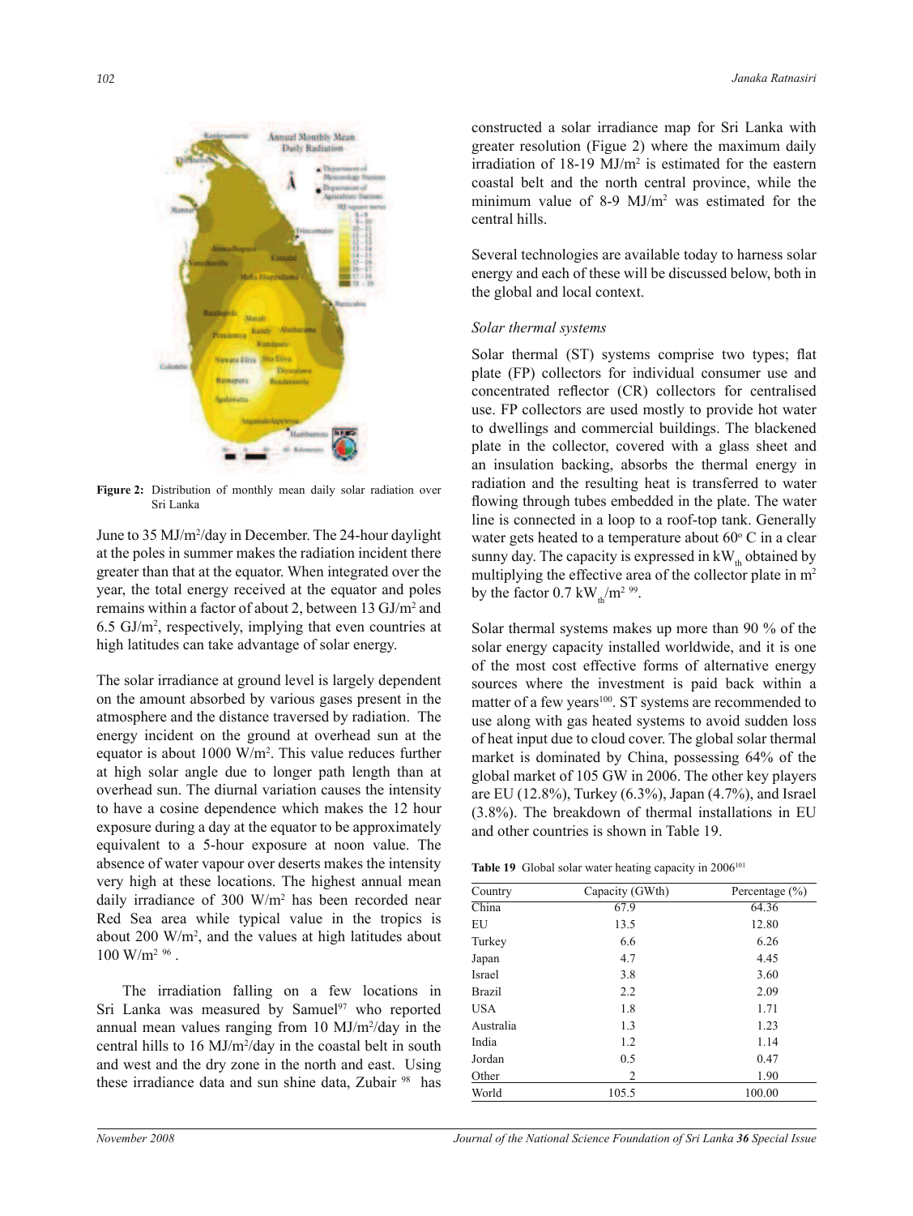**Figure 2:** Distribution of monthly mean daily solar radiation over Sri Lanka

June to 35 MJ/m$^2$/day in December. The 24-hour daylight at the poles in summer makes the radiation incident there greater than that at the equator. When integrated over the year, the total energy received at the equator and poles remains within a factor of about 2, between 13 GJ/m$^2$ and 6.5 GJ/m$^2$, respectively, implying that even countries at high latitudes can take advantage of solar energy.

The solar irradiance at ground level is largely dependent on the amount absorbed by various gases present in the atmosphere and the distance traversed by radiation. The energy incident on the ground at overhead sun at the equator is about 1000 W/m$^2$. This value reduces further at high solar angle due to longer path length than at overhead sun. The diurnal variation causes the intensity to have a cosine dependence which makes the 12 hour exposure during a day at the equator to be approximately equivalent to a 5-hour exposure at noon value. The absence of water vapour over deserts makes the intensity very high at these locations. The highest annual mean daily irradiance of 300 W/m$^2$ has been recorded near Red Sea area while typical value in the tropics is about 200 W/m$^2$, and the values at high latitudes about 100 W/m$^2$ [96].

The irradiation falling on a few locations in Sri Lanka was measured by Samuel[97] who reported annual mean values ranging from 10 MJ/m$^2$/day in the central hills to 16 MJ/m$^2$/day in the coastal belt in south and west and the dry zone in the north and east. Using these irradiance data and sun shine data, Zubair [98] has constructed a solar irradiance map for Sri Lanka with greater resolution (Figure 2) where the maximum daily irradiation of 18-19 MJ/m$^2$ is estimated for the eastern coastal belt and the north central province, while the minimum value of 8-9 MJ/m$^2$ was estimated for the central hills.

Several technologies are available today to harness solar energy and each of these will be discussed below, both in the global and local context.

*Solar thermal systems*

Solar thermal (ST) systems comprise two types; flat plate (FP) collectors for individual consumer use and concentrated reflector (CR) collectors for centralised use. FP collectors are used mostly to provide hot water to dwellings and commercial buildings. The blackened plate in the collector, covered with a glass sheet and an insulation backing, absorbs the thermal energy in radiation and the resulting heat is transferred to water flowing through tubes embedded in the plate. The water line is connected in a loop to a roof-top tank. Generally water gets heated to a temperature about 60$^o$ C in a clear sunny day. The capacity is expressed in $kW_{th}$ obtained by multiplying the effective area of the collector plate in m$^2$ by the factor 0.7 $kW_{th}/m^2$ [99].

Solar thermal systems makes up more than 90 % of the solar energy capacity installed worldwide, and it is one of the most cost effective forms of alternative energy sources where the investment is paid back within a matter of a few years[100]. ST systems are recommended to use along with gas heated systems to avoid sudden loss of heat input due to cloud cover. The global solar thermal market is dominated by China, possessing 64% of the global market of 105 GW in 2006. The other key players are EU (12.8%), Turkey (6.3%), Japan (4.7%), and Israel (3.8%). The breakdown of thermal installations in EU and other countries is shown in Table 19.

**Table 19** Global solar water heating capacity in 2006[101]

| Country | Capacity (GWth) | Percentage (%) |
|---|---|---|
| China | 67.9 | 64.36 |
| EU | 13.5 | 12.80 |
| Turkey | 6.6 | 6.26 |
| Japan | 4.7 | 4.45 |
| Israel | 3.8 | 3.60 |
| Brazil | 2.2 | 2.09 |
| USA | 1.8 | 1.71 |
| Australia | 1.3 | 1.23 |
| India | 1.2 | 1.14 |
| Jordan | 0.5 | 0.47 |
| Other | 2 | 1.90 |
| World | 105.5 | 100.00 |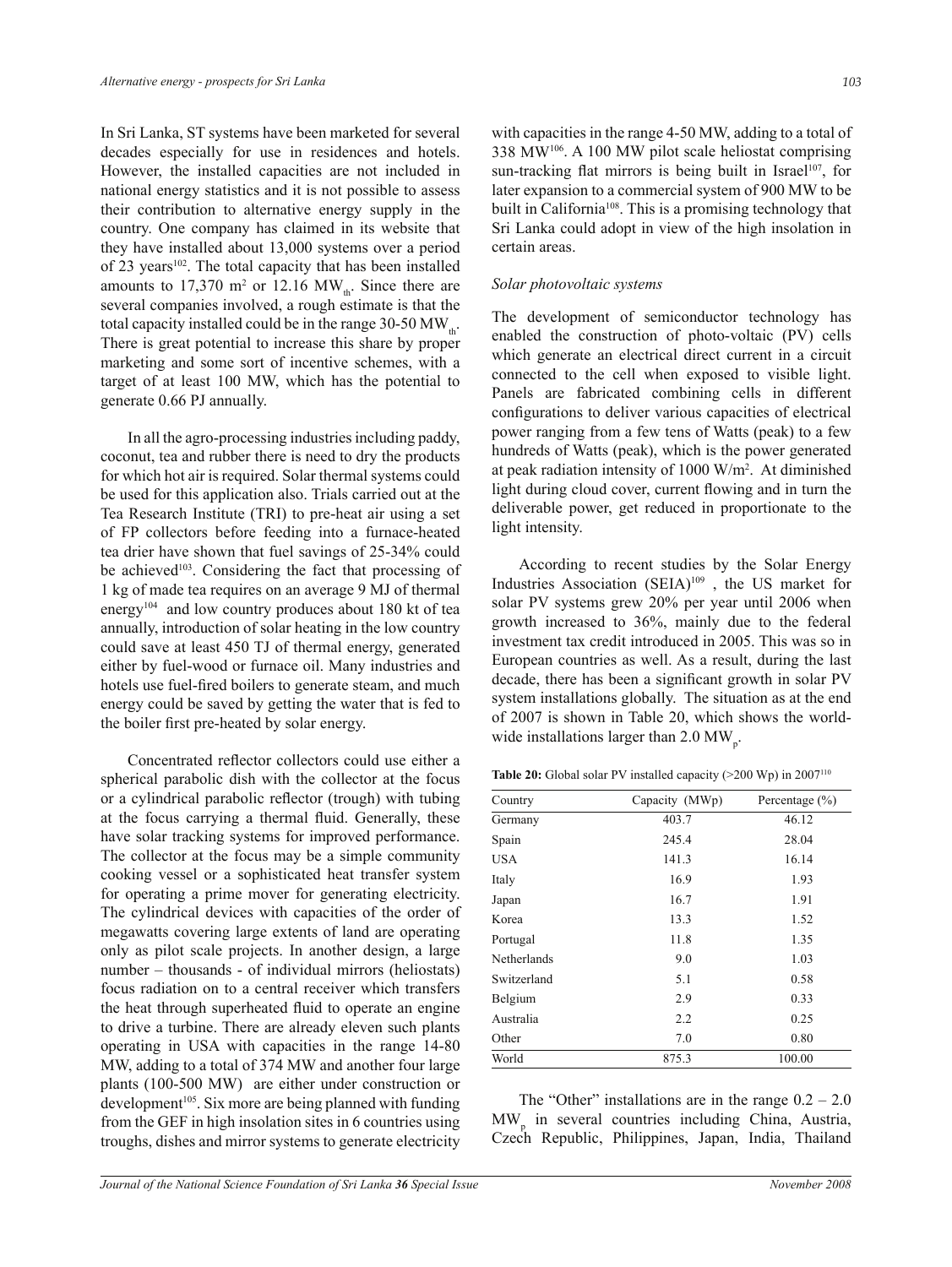In Sri Lanka, ST systems have been marketed for several decades especially for use in residences and hotels. However, the installed capacities are not included in national energy statistics and it is not possible to assess their contribution to alternative energy supply in the country. One company has claimed in its website that they have installed about 13,000 systems over a period of 23 years[102]. The total capacity that has been installed amounts to 17,370 $m^2$ or 12.16 $MW_{th}$. Since there are several companies involved, a rough estimate is that the total capacity installed could be in the range 30-50 $MW_{th}$. There is great potential to increase this share by proper marketing and some sort of incentive schemes, with a target of at least 100 MW, which has the potential to generate 0.66 PJ annually.

In all the agro-processing industries including paddy, coconut, tea and rubber there is need to dry the products for which hot air is required. Solar thermal systems could be used for this application also. Trials carried out at the Tea Research Institute (TRI) to pre-heat air using a set of FP collectors before feeding into a furnace-heated tea drier have shown that fuel savings of 25-34% could be achieved[103]. Considering the fact that processing of 1 kg of made tea requires on an average 9 MJ of thermal energy[104] and low country produces about 180 kt of tea annually, introduction of solar heating in the low country could save at least 450 TJ of thermal energy, generated either by fuel-wood or furnace oil. Many industries and hotels use fuel-fired boilers to generate steam, and much energy could be saved by getting the water that is fed to the boiler first pre-heated by solar energy.

Concentrated reflector collectors could use either a spherical parabolic dish with the collector at the focus or a cylindrical parabolic reflector (trough) with tubing at the focus carrying a thermal fluid. Generally, these have solar tracking systems for improved performance. The collector at the focus may be a simple community cooking vessel or a sophisticated heat transfer system for operating a prime mover for generating electricity. The cylindrical devices with capacities of the order of megawatts covering large extents of land are operating only as pilot scale projects. In another design, a large number – thousands - of individual mirrors (heliostats) focus radiation on to a central receiver which transfers the heat through superheated fluid to operate an engine to drive a turbine. There are already eleven such plants operating in USA with capacities in the range 14-80 MW, adding to a total of 374 MW and another four large plants (100-500 MW) are either under construction or development[105]. Six more are being planned with funding from the GEF in high insolation sites in 6 countries using troughs, dishes and mirror systems to generate electricity with capacities in the range 4-50 MW, adding to a total of 338 MW[106]. A 100 MW pilot scale heliostat comprising sun-tracking flat mirrors is being built in Israel[107], for later expansion to a commercial system of 900 MW to be built in California[108]. This is a promising technology that Sri Lanka could adopt in view of the high insolation in certain areas.

*Solar photovoltaic systems*

The development of semiconductor technology has enabled the construction of photo-voltaic (PV) cells which generate an electrical direct current in a circuit connected to the cell when exposed to visible light. Panels are fabricated combining cells in different configurations to deliver various capacities of electrical power ranging from a few tens of Watts (peak) to a few hundreds of Watts (peak), which is the power generated at peak radiation intensity of 1000 $W/m^2$. At diminished light during cloud cover, current flowing and in turn the deliverable power, get reduced in proportionate to the light intensity.

According to recent studies by the Solar Energy Industries Association (SEIA)[109], the US market for solar PV systems grew 20% per year until 2006 when growth increased to 36%, mainly due to the federal investment tax credit introduced in 2005. This was so in European countries as well. As a result, during the last decade, there has been a significant growth in solar PV system installations globally. The situation as at the end of 2007 is shown in Table 20, which shows the world-wide installations larger than 2.0 $MW_p$.

**Table 20:** Global solar PV installed capacity (>200 Wp) in 2007[110]

| Country | Capacity (MWp) | Percentage (%) |
|---|---|---|
| Germany | 403.7 | 46.12 |
| Spain | 245.4 | 28.04 |
| USA | 141.3 | 16.14 |
| Italy | 16.9 | 1.93 |
| Japan | 16.7 | 1.91 |
| Korea | 13.3 | 1.52 |
| Portugal | 11.8 | 1.35 |
| Netherlands | 9.0 | 1.03 |
| Switzerland | 5.1 | 0.58 |
| Belgium | 2.9 | 0.33 |
| Australia | 2.2 | 0.25 |
| Other | 7.0 | 0.80 |
| World | 875.3 | 100.00 |

The "Other" installations are in the range 0.2 – 2.0 $MW_p$ in several countries including China, Austria, Czech Republic, Philippines, Japan, India, Thailand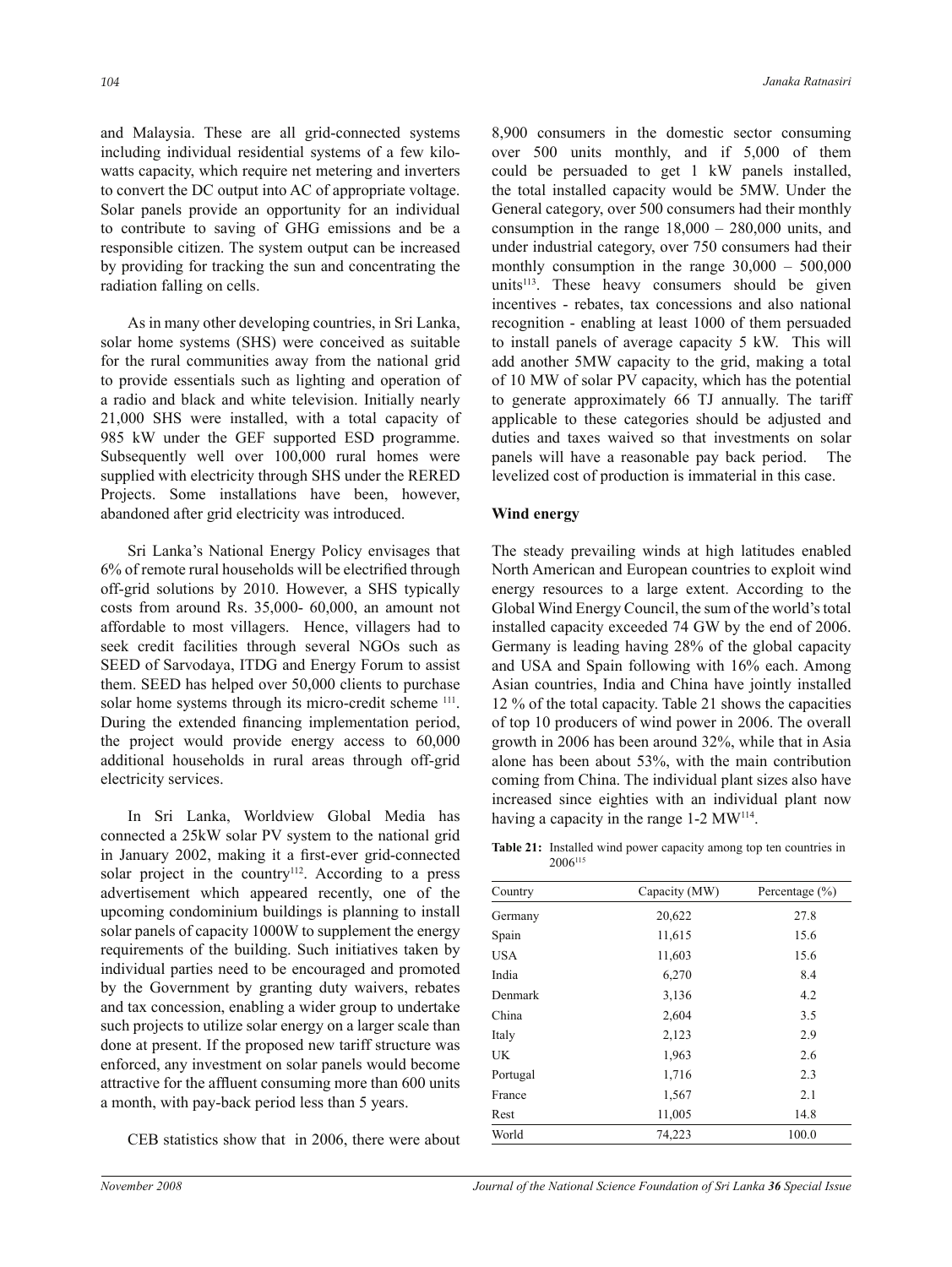and Malaysia. These are all grid-connected systems including individual residential systems of a few kilo-watts capacity, which require net metering and inverters to convert the DC output into AC of appropriate voltage. Solar panels provide an opportunity for an individual to contribute to saving of GHG emissions and be a responsible citizen. The system output can be increased by providing for tracking the sun and concentrating the radiation falling on cells.

As in many other developing countries, in Sri Lanka, solar home systems (SHS) were conceived as suitable for the rural communities away from the national grid to provide essentials such as lighting and operation of a radio and black and white television. Initially nearly 21,000 SHS were installed, with a total capacity of 985 kW under the GEF supported ESD programme. Subsequently well over 100,000 rural homes were supplied with electricity through SHS under the RERED Projects. Some installations have been, however, abandoned after grid electricity was introduced.

Sri Lanka's National Energy Policy envisages that 6% of remote rural households will be electrified through off-grid solutions by 2010. However, a SHS typically costs from around Rs. 35,000- 60,000, an amount not affordable to most villagers. Hence, villagers had to seek credit facilities through several NGOs such as SEED of Sarvodaya, ITDG and Energy Forum to assist them. SEED has helped over 50,000 clients to purchase solar home systems through its micro-credit scheme [111]. During the extended financing implementation period, the project would provide energy access to 60,000 additional households in rural areas through off-grid electricity services.

In Sri Lanka, Worldview Global Media has connected a 25kW solar PV system to the national grid in January 2002, making it a first-ever grid-connected solar project in the country[112]. According to a press advertisement which appeared recently, one of the upcoming condominium buildings is planning to install solar panels of capacity 1000W to supplement the energy requirements of the building. Such initiatives taken by individual parties need to be encouraged and promoted by the Government by granting duty waivers, rebates and tax concession, enabling a wider group to undertake such projects to utilize solar energy on a larger scale than done at present. If the proposed new tariff structure was enforced, any investment on solar panels would become attractive for the affluent consuming more than 600 units a month, with pay-back period less than 5 years.

CEB statistics show that in 2006, there were about 8,900 consumers in the domestic sector consuming over 500 units monthly, and if 5,000 of them could be persuaded to get 1 kW panels installed, the total installed capacity would be 5MW. Under the General category, over 500 consumers had their monthly consumption in the range 18,000 – 280,000 units, and under industrial category, over 750 consumers had their monthly consumption in the range 30,000 – 500,000 units[113]. These heavy consumers should be given incentives - rebates, tax concessions and also national recognition - enabling at least 1000 of them persuaded to install panels of average capacity 5 kW. This will add another 5MW capacity to the grid, making a total of 10 MW of solar PV capacity, which has the potential to generate approximately 66 TJ annually. The tariff applicable to these categories should be adjusted and duties and taxes waived so that investments on solar panels will have a reasonable pay back period. The levelized cost of production is immaterial in this case.

## Wind energy

The steady prevailing winds at high latitudes enabled North American and European countries to exploit wind energy resources to a large extent. According to the Global Wind Energy Council, the sum of the world's total installed capacity exceeded 74 GW by the end of 2006. Germany is leading having 28% of the global capacity and USA and Spain following with 16% each. Among Asian countries, India and China have jointly installed 12 % of the total capacity. Table 21 shows the capacities of top 10 producers of wind power in 2006. The overall growth in 2006 has been around 32%, while that in Asia alone has been about 53%, with the main contribution coming from China. The individual plant sizes also have increased since eighties with an individual plant now having a capacity in the range 1-2 MW[114].

**Table 21:** Installed wind power capacity among top ten countries in 2006[115]

| Country | Capacity (MW) | Percentage (%) |
|---|---|---|
| Germany | 20,622 | 27.8 |
| Spain | 11,615 | 15.6 |
| USA | 11,603 | 15.6 |
| India | 6,270 | 8.4 |
| Denmark | 3,136 | 4.2 |
| China | 2,604 | 3.5 |
| Italy | 2,123 | 2.9 |
| UK | 1,963 | 2.6 |
| Portugal | 1,716 | 2.3 |
| France | 1,567 | 2.1 |
| Rest | 11,005 | 14.8 |
| World | 74,223 | 100.0 |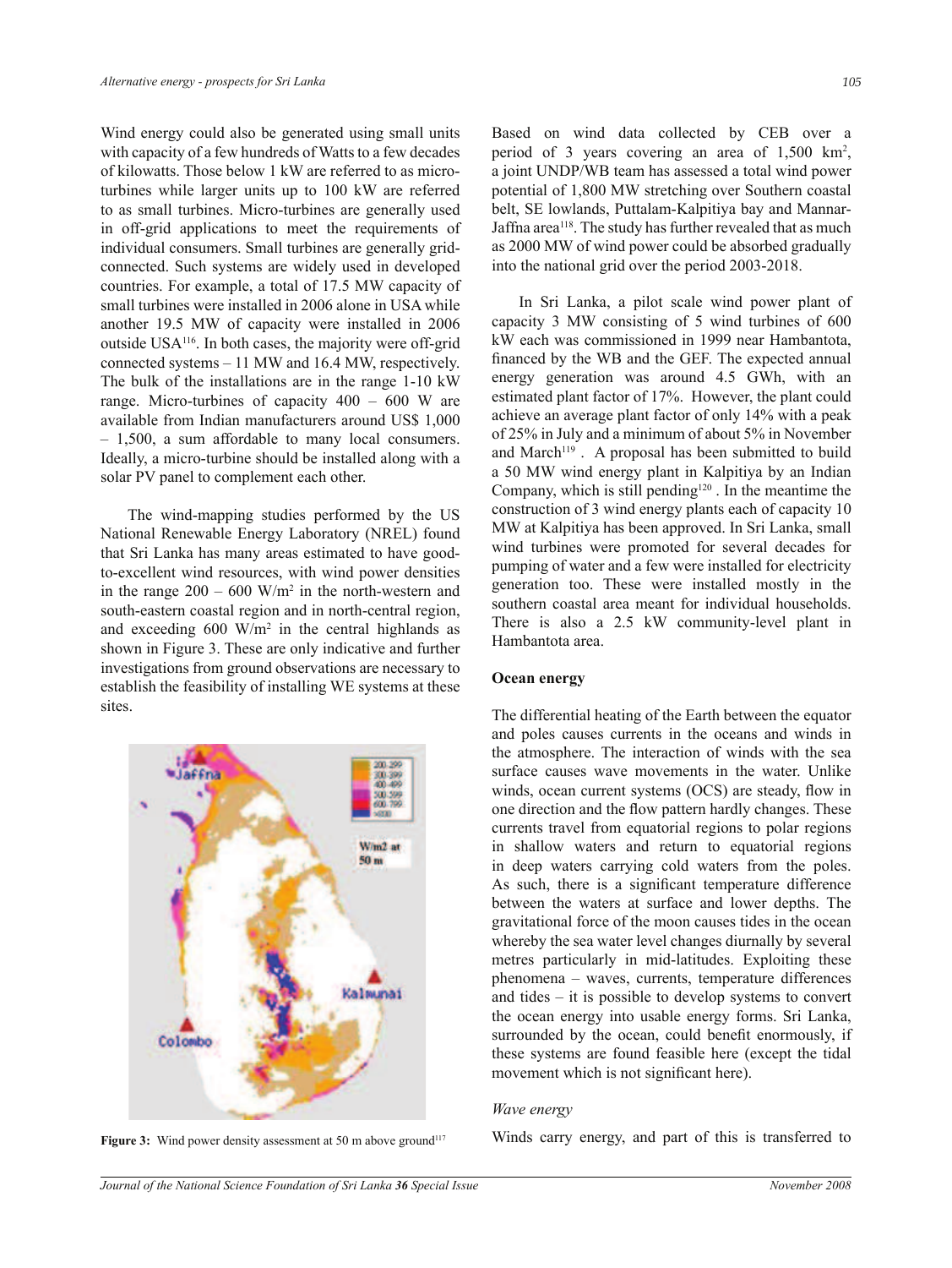Wind energy could also be generated using small units with capacity of a few hundreds of Watts to a few decades of kilowatts. Those below 1 kW are referred to as micro-turbines while larger units up to 100 kW are referred to as small turbines. Micro-turbines are generally used in off-grid applications to meet the requirements of individual consumers. Small turbines are generally grid-connected. Such systems are widely used in developed countries. For example, a total of 17.5 MW capacity of small turbines were installed in 2006 alone in USA while another 19.5 MW of capacity were installed in 2006 outside USA[116]. In both cases, the majority were off-grid connected systems – 11 MW and 16.4 MW, respectively. The bulk of the installations are in the range 1-10 kW range. Micro-turbines of capacity 400 – 600 W are available from Indian manufacturers around US$ 1,000 – 1,500, a sum affordable to many local consumers. Ideally, a micro-turbine should be installed along with a solar PV panel to complement each other.

The wind-mapping studies performed by the US National Renewable Energy Laboratory (NREL) found that Sri Lanka has many areas estimated to have good-to-excellent wind resources, with wind power densities in the range 200 – 600 W/m$^2$ in the north-western and south-eastern coastal region and in north-central region, and exceeding 600 W/m$^2$ in the central highlands as shown in Figure 3. These are only indicative and further investigations from ground observations are necessary to establish the feasibility of installing WE systems at these sites.

**Figure 3:** Wind power density assessment at 50 m above ground[117]

Based on wind data collected by CEB over a period of 3 years covering an area of 1,500 km$^2$, a joint UNDP/WB team has assessed a total wind power potential of 1,800 MW stretching over Southern coastal belt, SE lowlands, Puttalam-Kalpitiya bay and Mannar-Jaffna area[118]. The study has further revealed that as much as 2000 MW of wind power could be absorbed gradually into the national grid over the period 2003-2018.

In Sri Lanka, a pilot scale wind power plant of capacity 3 MW consisting of 5 wind turbines of 600 kW each was commissioned in 1999 near Hambantota, financed by the WB and the GEF. The expected annual energy generation was around 4.5 GWh, with an estimated plant factor of 17%. However, the plant could achieve an average plant factor of only 14% with a peak of 25% in July and a minimum of about 5% in November and March[119]. A proposal has been submitted to build a 50 MW wind energy plant in Kalpitiya by an Indian Company, which is still pending[120]. In the meantime the construction of 3 wind energy plants each of capacity 10 MW at Kalpitiya has been approved. In Sri Lanka, small wind turbines were promoted for several decades for pumping of water and a few were installed for electricity generation too. These were installed mostly in the southern coastal area meant for individual households. There is also a 2.5 kW community-level plant in Hambantota area.

### Ocean energy

The differential heating of the Earth between the equator and poles causes currents in the oceans and winds in the atmosphere. The interaction of winds with the sea surface causes wave movements in the water. Unlike winds, ocean current systems (OCS) are steady, flow in one direction and the flow pattern hardly changes. These currents travel from equatorial regions to polar regions in shallow waters and return to equatorial regions in deep waters carrying cold waters from the poles. As such, there is a significant temperature difference between the waters at surface and lower depths. The gravitational force of the moon causes tides in the ocean whereby the sea water level changes diurnally by several metres particularly in mid-latitudes. Exploiting these phenomena – waves, currents, temperature differences and tides – it is possible to develop systems to convert the ocean energy into usable energy forms. Sri Lanka, surrounded by the ocean, could benefit enormously, if these systems are found feasible here (except the tidal movement which is not significant here).

#### *Wave energy*

Winds carry energy, and part of this is transferred to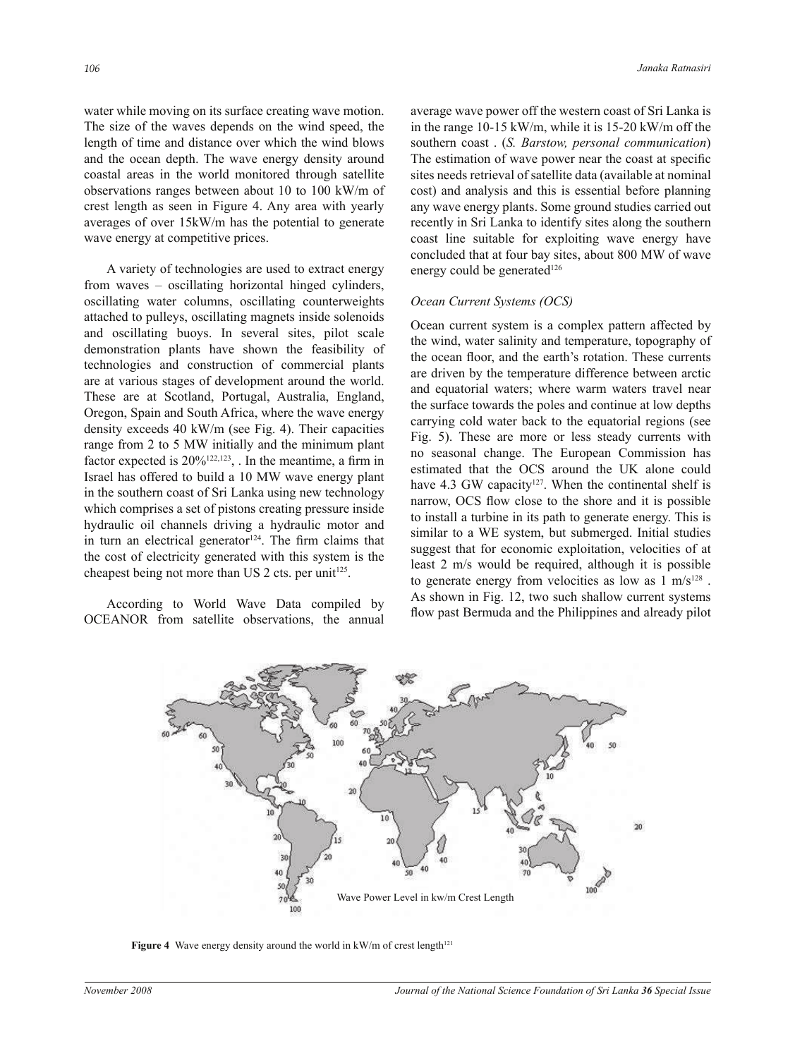water while moving on its surface creating wave motion. The size of the waves depends on the wind speed, the length of time and distance over which the wind blows and the ocean depth. The wave energy density around coastal areas in the world monitored through satellite observations ranges between about 10 to 100 kW/m of crest length as seen in Figure 4. Any area with yearly averages of over 15kW/m has the potential to generate wave energy at competitive prices.

A variety of technologies are used to extract energy from waves – oscillating horizontal hinged cylinders, oscillating water columns, oscillating counterweights attached to pulleys, oscillating magnets inside solenoids and oscillating buoys. In several sites, pilot scale demonstration plants have shown the feasibility of technologies and construction of commercial plants are at various stages of development around the world. These are at Scotland, Portugal, Australia, England, Oregon, Spain and South Africa, where the wave energy density exceeds 40 kW/m (see Fig. 4). Their capacities range from 2 to 5 MW initially and the minimum plant factor expected is 20%[122,123], . In the meantime, a firm in Israel has offered to build a 10 MW wave energy plant in the southern coast of Sri Lanka using new technology which comprises a set of pistons creating pressure inside hydraulic oil channels driving a hydraulic motor and in turn an electrical generator[124]. The firm claims that the cost of electricity generated with this system is the cheapest being not more than US 2 cts. per unit[125].

According to World Wave Data compiled by OCEANOR from satellite observations, the annual average wave power off the western coast of Sri Lanka is in the range 10-15 kW/m, while it is 15-20 kW/m off the southern coast . (*S. Barstow, personal communication*) The estimation of wave power near the coast at specific sites needs retrieval of satellite data (available at nominal cost) and analysis and this is essential before planning any wave energy plants. Some ground studies carried out recently in Sri Lanka to identify sites along the southern coast line suitable for exploiting wave energy have concluded that at four bay sites, about 800 MW of wave energy could be generated[126]

*Ocean Current Systems (OCS)*

Ocean current system is a complex pattern affected by the wind, water salinity and temperature, topography of the ocean floor, and the earth's rotation. These currents are driven by the temperature difference between arctic and equatorial waters; where warm waters travel near the surface towards the poles and continue at low depths carrying cold water back to the equatorial regions (see Fig. 5). These are more or less steady currents with no seasonal change. The European Commission has estimated that the OCS around the UK alone could have 4.3 GW capacity[127]. When the continental shelf is narrow, OCS flow close to the shore and it is possible to install a turbine in its path to generate energy. This is similar to a WE system, but submerged. Initial studies suggest that for economic exploitation, velocities of at least 2 m/s would be required, although it is possible to generate energy from velocities as low as 1 m/s[128] . As shown in Fig. 12, two such shallow current systems flow past Bermuda and the Philippines and already pilot

Wave Power Level in kw/m Crest Length

**Figure 4** Wave energy density around the world in kW/m of crest length[121]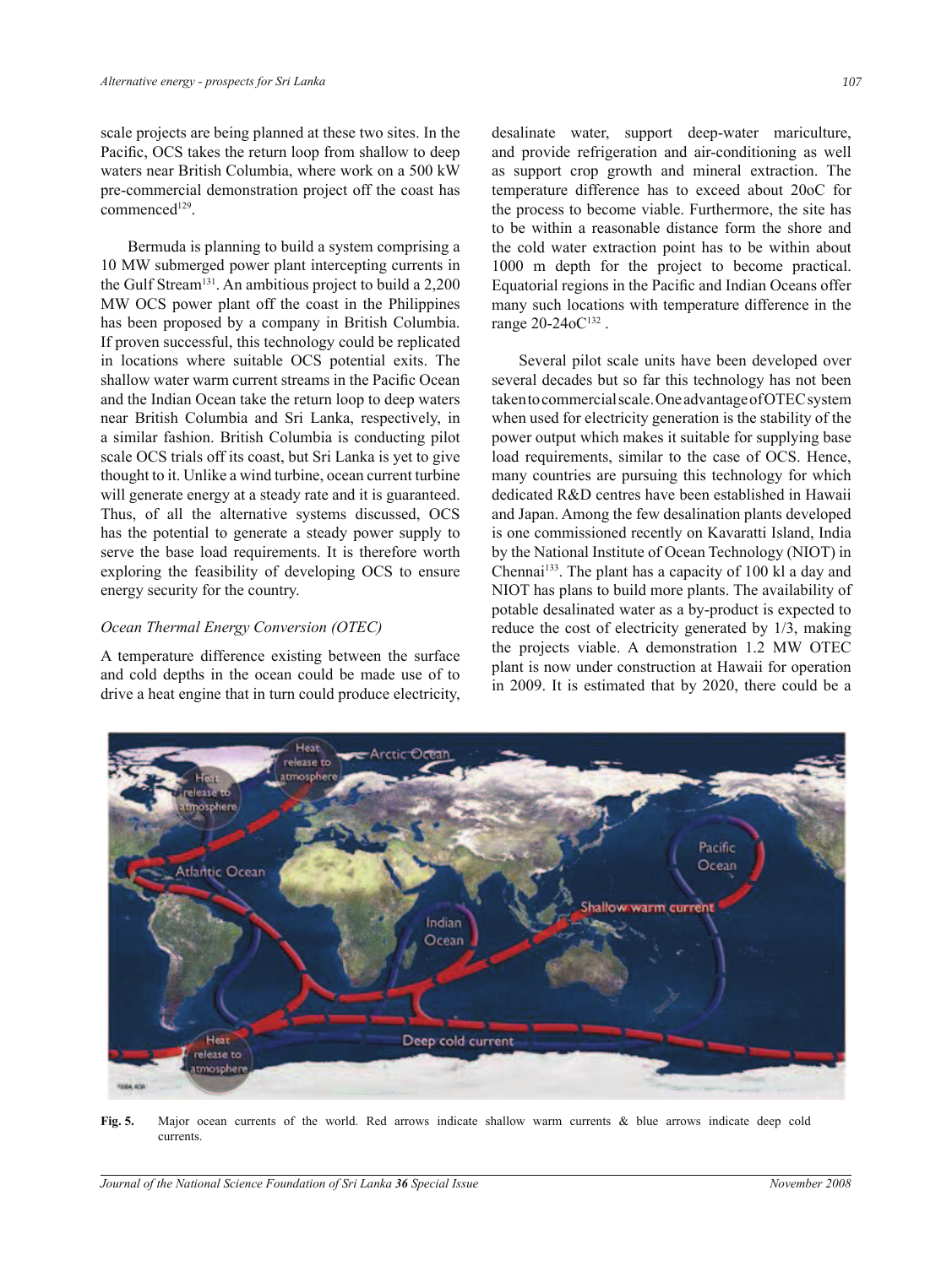scale projects are being planned at these two sites. In the Pacific, OCS takes the return loop from shallow to deep waters near British Columbia, where work on a 500 kW pre-commercial demonstration project off the coast has commenced[129].

Bermuda is planning to build a system comprising a 10 MW submerged power plant intercepting currents in the Gulf Stream[131]. An ambitious project to build a 2,200 MW OCS power plant off the coast in the Philippines has been proposed by a company in British Columbia. If proven successful, this technology could be replicated in locations where suitable OCS potential exits. The shallow water warm current streams in the Pacific Ocean and the Indian Ocean take the return loop to deep waters near British Columbia and Sri Lanka, respectively, in a similar fashion. British Columbia is conducting pilot scale OCS trials off its coast, but Sri Lanka is yet to give thought to it. Unlike a wind turbine, ocean current turbine will generate energy at a steady rate and it is guaranteed. Thus, of all the alternative systems discussed, OCS has the potential to generate a steady power supply to serve the base load requirements. It is therefore worth exploring the feasibility of developing OCS to ensure energy security for the country.

### *Ocean Thermal Energy Conversion (OTEC)*

A temperature difference existing between the surface and cold depths in the ocean could be made use of to drive a heat engine that in turn could produce electricity, desalinate water, support deep-water mariculture, and provide refrigeration and air-conditioning as well as support crop growth and mineral extraction. The temperature difference has to exceed about 20oC for the process to become viable. Furthermore, the site has to be within a reasonable distance form the shore and the cold water extraction point has to be within about 1000 m depth for the project to become practical. Equatorial regions in the Pacific and Indian Oceans offer many such locations with temperature difference in the range 20-24oC[132] .

Several pilot scale units have been developed over several decades but so far this technology has not been taken to commercial scale. One advantage of OTEC system when used for electricity generation is the stability of the power output which makes it suitable for supplying base load requirements, similar to the case of OCS. Hence, many countries are pursuing this technology for which dedicated R&D centres have been established in Hawaii and Japan. Among the few desalination plants developed is one commissioned recently on Kavaratti Island, India by the National Institute of Ocean Technology (NIOT) in Chennai[133]. The plant has a capacity of 100 kl a day and NIOT has plans to build more plants. The availability of potable desalinated water as a by-product is expected to reduce the cost of electricity generated by 1/3, making the projects viable. A demonstration 1.2 MW OTEC plant is now under construction at Hawaii for operation in 2009. It is estimated that by 2020, there could be a

**Fig. 5.** Major ocean currents of the world. Red arrows indicate shallow warm currents & blue arrows indicate deep cold currents.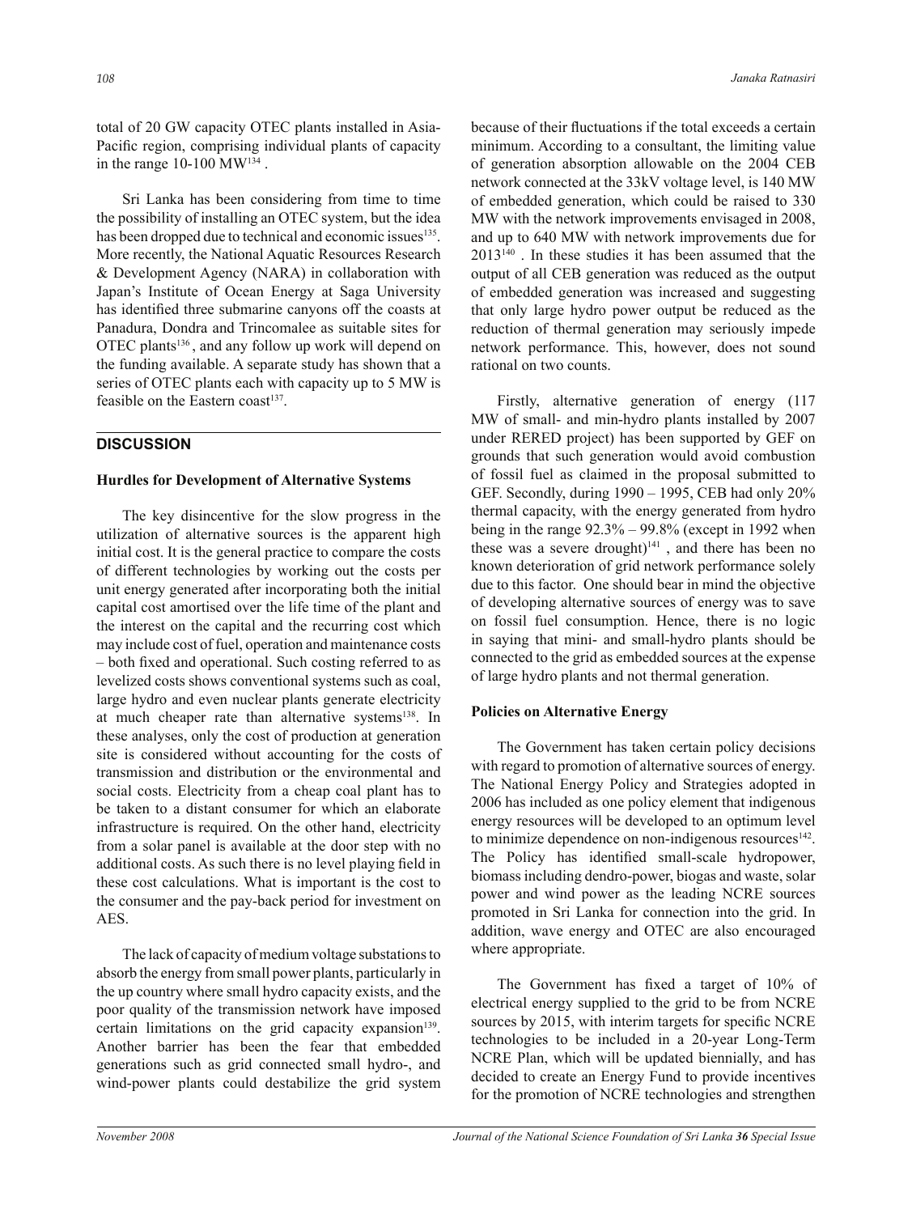total of 20 GW capacity OTEC plants installed in Asia-Pacific region, comprising individual plants of capacity in the range 10-100 MW[134] .

Sri Lanka has been considering from time to time the possibility of installing an OTEC system, but the idea has been dropped due to technical and economic issues[135]. More recently, the National Aquatic Resources Research & Development Agency (NARA) in collaboration with Japan's Institute of Ocean Energy at Saga University has identified three submarine canyons off the coasts at Panadura, Dondra and Trincomalee as suitable sites for OTEC plants[136] , and any follow up work will depend on the funding available. A separate study has shown that a series of OTEC plants each with capacity up to 5 MW is feasible on the Eastern coast[137].

## DISCUSSION

### Hurdles for Development of Alternative Systems

The key disincentive for the slow progress in the utilization of alternative sources is the apparent high initial cost. It is the general practice to compare the costs of different technologies by working out the costs per unit energy generated after incorporating both the initial capital cost amortised over the life time of the plant and the interest on the capital and the recurring cost which may include cost of fuel, operation and maintenance costs – both fixed and operational. Such costing referred to as levelized costs shows conventional systems such as coal, large hydro and even nuclear plants generate electricity at much cheaper rate than alternative systems[138]. In these analyses, only the cost of production at generation site is considered without accounting for the costs of transmission and distribution or the environmental and social costs. Electricity from a cheap coal plant has to be taken to a distant consumer for which an elaborate infrastructure is required. On the other hand, electricity from a solar panel is available at the door step with no additional costs. As such there is no level playing field in these cost calculations. What is important is the cost to the consumer and the pay-back period for investment on AES.

The lack of capacity of medium voltage substations to absorb the energy from small power plants, particularly in the up country where small hydro capacity exists, and the poor quality of the transmission network have imposed certain limitations on the grid capacity expansion[139]. Another barrier has been the fear that embedded generations such as grid connected small hydro-, and wind-power plants could destabilize the grid system because of their fluctuations if the total exceeds a certain minimum. According to a consultant, the limiting value of generation absorption allowable on the 2004 CEB network connected at the 33kV voltage level, is 140 MW of embedded generation, which could be raised to 330 MW with the network improvements envisaged in 2008, and up to 640 MW with network improvements due for 2013[140] . In these studies it has been assumed that the output of all CEB generation was reduced as the output of embedded generation was increased and suggesting that only large hydro power output be reduced as the reduction of thermal generation may seriously impede network performance. This, however, does not sound rational on two counts.

Firstly, alternative generation of energy (117 MW of small- and min-hydro plants installed by 2007 under RERED project) has been supported by GEF on grounds that such generation would avoid combustion of fossil fuel as claimed in the proposal submitted to GEF. Secondly, during 1990 – 1995, CEB had only 20% thermal capacity, with the energy generated from hydro being in the range 92.3% – 99.8% (except in 1992 when these was a severe drought)[141] , and there has been no known deterioration of grid network performance solely due to this factor. One should bear in mind the objective of developing alternative sources of energy was to save on fossil fuel consumption. Hence, there is no logic in saying that mini- and small-hydro plants should be connected to the grid as embedded sources at the expense of large hydro plants and not thermal generation.

### Policies on Alternative Energy

The Government has taken certain policy decisions with regard to promotion of alternative sources of energy. The National Energy Policy and Strategies adopted in 2006 has included as one policy element that indigenous energy resources will be developed to an optimum level to minimize dependence on non-indigenous resources[142]. The Policy has identified small-scale hydropower, biomass including dendro-power, biogas and waste, solar power and wind power as the leading NCRE sources promoted in Sri Lanka for connection into the grid. In addition, wave energy and OTEC are also encouraged where appropriate.

The Government has fixed a target of 10% of electrical energy supplied to the grid to be from NCRE sources by 2015, with interim targets for specific NCRE technologies to be included in a 20-year Long-Term NCRE Plan, which will be updated biennially, and has decided to create an Energy Fund to provide incentives for the promotion of NCRE technologies and strengthen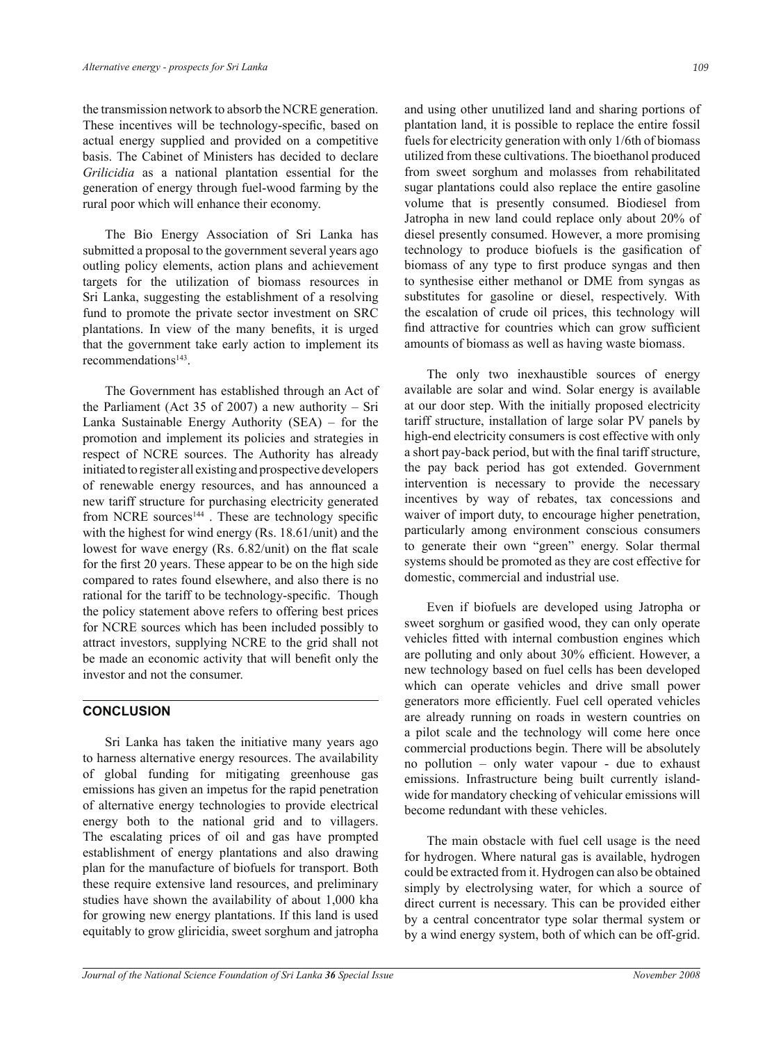the transmission network to absorb the NCRE generation. These incentives will be technology-specific, based on actual energy supplied and provided on a competitive basis. The Cabinet of Ministers has decided to declare *Grilicidia* as a national plantation essential for the generation of energy through fuel-wood farming by the rural poor which will enhance their economy.

The Bio Energy Association of Sri Lanka has submitted a proposal to the government several years ago outling policy elements, action plans and achievement targets for the utilization of biomass resources in Sri Lanka, suggesting the establishment of a resolving fund to promote the private sector investment on SRC plantations. In view of the many benefits, it is urged that the government take early action to implement its recommendations[143].

The Government has established through an Act of the Parliament (Act 35 of 2007) a new authority – Sri Lanka Sustainable Energy Authority (SEA) – for the promotion and implement its policies and strategies in respect of NCRE sources. The Authority has already initiated to register all existing and prospective developers of renewable energy resources, and has announced a new tariff structure for purchasing electricity generated from NCRE sources[144] . These are technology specific with the highest for wind energy (Rs. 18.61/unit) and the lowest for wave energy (Rs. 6.82/unit) on the flat scale for the first 20 years. These appear to be on the high side compared to rates found elsewhere, and also there is no rational for the tariff to be technology-specific. Though the policy statement above refers to offering best prices for NCRE sources which has been included possibly to attract investors, supplying NCRE to the grid shall not be made an economic activity that will benefit only the investor and not the consumer.

## CONCLUSION

Sri Lanka has taken the initiative many years ago to harness alternative energy resources. The availability of global funding for mitigating greenhouse gas emissions has given an impetus for the rapid penetration of alternative energy technologies to provide electrical energy both to the national grid and to villagers. The escalating prices of oil and gas have prompted establishment of energy plantations and also drawing plan for the manufacture of biofuels for transport. Both these require extensive land resources, and preliminary studies have shown the availability of about 1,000 kha for growing new energy plantations. If this land is used equitably to grow gliricidia, sweet sorghum and jatropha and using other unutilized land and sharing portions of plantation land, it is possible to replace the entire fossil fuels for electricity generation with only 1/6th of biomass utilized from these cultivations. The bioethanol produced from sweet sorghum and molasses from rehabilitated sugar plantations could also replace the entire gasoline volume that is presently consumed. Biodiesel from Jatropha in new land could replace only about 20% of diesel presently consumed. However, a more promising technology to produce biofuels is the gasification of biomass of any type to first produce syngas and then to synthesise either methanol or DME from syngas as substitutes for gasoline or diesel, respectively. With the escalation of crude oil prices, this technology will find attractive for countries which can grow sufficient amounts of biomass as well as having waste biomass.

The only two inexhaustible sources of energy available are solar and wind. Solar energy is available at our door step. With the initially proposed electricity tariff structure, installation of large solar PV panels by high-end electricity consumers is cost effective with only a short pay-back period, but with the final tariff structure, the pay back period has got extended. Government intervention is necessary to provide the necessary incentives by way of rebates, tax concessions and waiver of import duty, to encourage higher penetration, particularly among environment conscious consumers to generate their own "green" energy. Solar thermal systems should be promoted as they are cost effective for domestic, commercial and industrial use.

Even if biofuels are developed using Jatropha or sweet sorghum or gasified wood, they can only operate vehicles fitted with internal combustion engines which are polluting and only about 30% efficient. However, a new technology based on fuel cells has been developed which can operate vehicles and drive small power generators more efficiently. Fuel cell operated vehicles are already running on roads in western countries on a pilot scale and the technology will come here once commercial productions begin. There will be absolutely no pollution – only water vapour - due to exhaust emissions. Infrastructure being built currently island-wide for mandatory checking of vehicular emissions will become redundant with these vehicles.

The main obstacle with fuel cell usage is the need for hydrogen. Where natural gas is available, hydrogen could be extracted from it. Hydrogen can also be obtained simply by electrolysing water, for which a source of direct current is necessary. This can be provided either by a central concentrator type solar thermal system or by a wind energy system, both of which can be off-grid.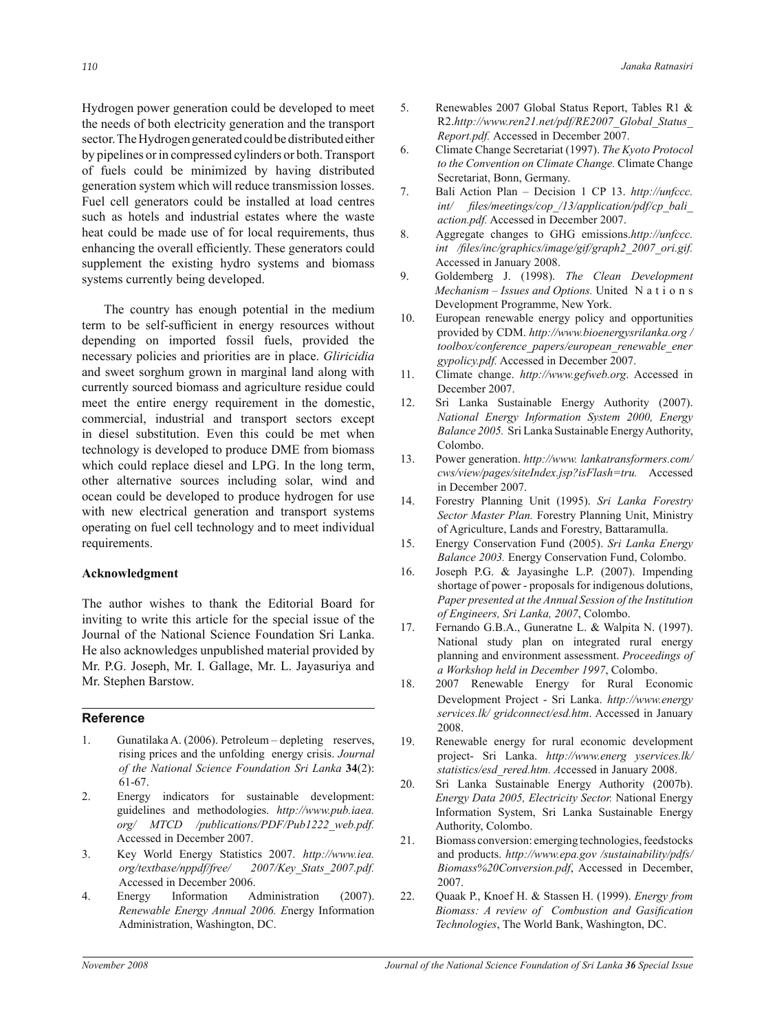Hydrogen power generation could be developed to meet the needs of both electricity generation and the transport sector. The Hydrogen generated could be distributed either by pipelines or in compressed cylinders or both. Transport of fuels could be minimized by having distributed generation system which will reduce transmission losses. Fuel cell generators could be installed at load centres such as hotels and industrial estates where the waste heat could be made use of for local requirements, thus enhancing the overall efficiently. These generators could supplement the existing hydro systems and biomass systems currently being developed.

The country has enough potential in the medium term to be self-sufficient in energy resources without depending on imported fossil fuels, provided the necessary policies and priorities are in place. *Gliricidia* and sweet sorghum grown in marginal land along with currently sourced biomass and agriculture residue could meet the entire energy requirement in the domestic, commercial, industrial and transport sectors except in diesel substitution. Even this could be met when technology is developed to produce DME from biomass which could replace diesel and LPG. In the long term, other alternative sources including solar, wind and ocean could be developed to produce hydrogen for use with new electrical generation and transport systems operating on fuel cell technology and to meet individual requirements.

**Acknowledgment**

The author wishes to thank the Editorial Board for inviting to write this article for the special issue of the Journal of the National Science Foundation Sri Lanka. He also acknowledges unpublished material provided by Mr. P.G. Joseph, Mr. I. Gallage, Mr. L. Jayasuriya and Mr. Stephen Barstow.

## Reference

1. Gunatilaka A. (2006). Petroleum – depleting reserves, rising prices and the unfolding energy crisis. *Journal of the National Science Foundation Sri Lanka* **34**(2): 61-67.
2. Energy indicators for sustainable development: guidelines and methodologies. *http://www.pub.iaea.org/ MTCD /publications/PDF/Pub1222_web.pdf.* Accessed in December 2007.
3. Key World Energy Statistics 2007. *http://www.iea.org/textbase/nppdf/free/ 2007/Key_Stats_2007.pdf.* Accessed in December 2006.
4. Energy Information Administration (2007). *Renewable Energy Annual 2006.* Energy Information Administration, Washington, DC.
5. Renewables 2007 Global Status Report, Tables R1 & R2.*http://www.ren21.net/pdf/RE2007_Global_Status_Report.pdf.* Accessed in December 2007.
6. Climate Change Secretariat (1997). *The Kyoto Protocol to the Convention on Climate Change.* Climate Change Secretariat, Bonn, Germany.
7. Bali Action Plan – Decision 1 CP 13. *http://unfccc.int/ files/meetings/cop_/13/application/pdf/cp_bali_action.pdf.* Accessed in December 2007.
8. Aggregate changes to GHG emissions.*http://unfccc.int /files/inc/graphics/image/gif/graph2_2007_ori.gif.* Accessed in January 2008.
9. Goldemberg J. (1998). *The Clean Development Mechanism – Issues and Options.* United Nations Development Programme, New York.
10. European renewable energy policy and opportunities provided by CDM. *http://www.bioenergysrilanka.org / toolbox/conference_papers/european_renewable_energypolicy.pdf.* Accessed in December 2007.
11. Climate change. *http://www.gefweb.org*. Accessed in December 2007.
12. Sri Lanka Sustainable Energy Authority (2007). *National Energy Information System 2000, Energy Balance 2005.* Sri Lanka Sustainable Energy Authority, Colombo.
13. Power generation. *http://www. lankatransformers.com/ cws/view/pages/siteIndex.jsp?isFlash=tru.* Accessed in December 2007.
14. Forestry Planning Unit (1995). *Sri Lanka Forestry Sector Master Plan.* Forestry Planning Unit, Ministry of Agriculture, Lands and Forestry, Battaramulla.
15. Energy Conservation Fund (2005). *Sri Lanka Energy Balance 2003.* Energy Conservation Fund, Colombo.
16. Joseph P.G. & Jayasinghe L.P. (2007). Impending shortage of power - proposals for indigenous dolutions, *Paper presented at the Annual Session of the Institution of Engineers, Sri Lanka, 2007*, Colombo.
17. Fernando G.B.A., Guneratne L. & Walpita N. (1997). National study plan on integrated rural energy planning and environment assessment. *Proceedings of a Workshop held in December 1997*, Colombo.
18. 2007 Renewable Energy for Rural Economic Development Project - Sri Lanka. *http://www.energy services.lk/ gridconnect/esd.htm*. Accessed in January 2008.
19. Renewable energy for rural economic development project- Sri Lanka. *http://www.energ yservices.lk/ statistics/esd_rered.htm.* Accessed in January 2008.
20. Sri Lanka Sustainable Energy Authority (2007b). *Energy Data 2005, Electricity Sector.* National Energy Information System, Sri Lanka Sustainable Energy Authority, Colombo.
21. Biomass conversion: emerging technologies, feedstocks and products. *http://www.epa.gov /sustainability/pdfs/ Biomass%20Conversion.pdf*, Accessed in December, 2007.
22. Quaak P., Knoef H. & Stassen H. (1999). *Energy from Biomass: A review of Combustion and Gasification Technologies*, The World Bank, Washington, DC.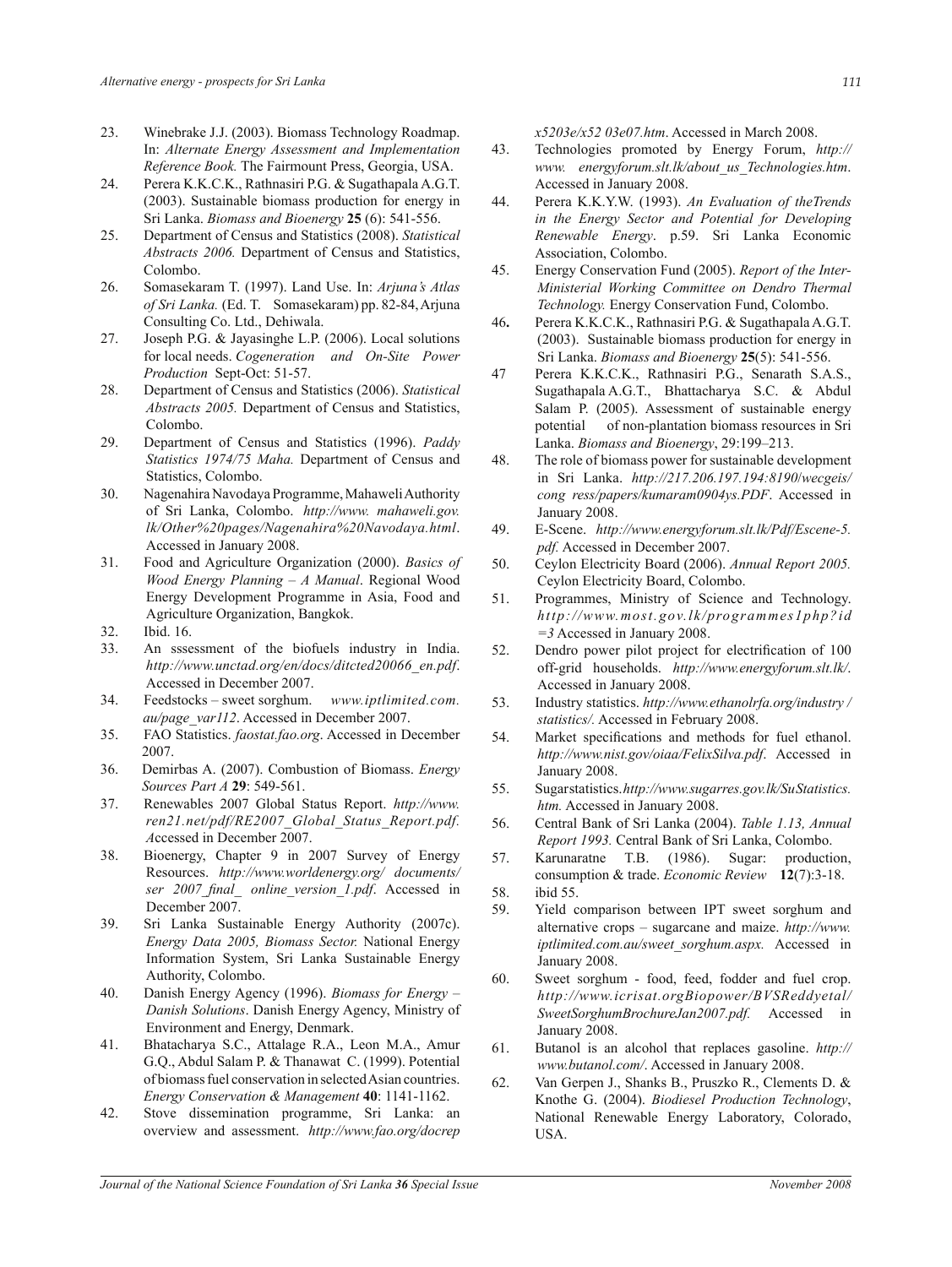23. Winebrake J.J. (2003). Biomass Technology Roadmap. In: *Alternate Energy Assessment and Implementation Reference Book.* The Fairmount Press, Georgia, USA.
24. Perera K.K.C.K., Rathnasiri P.G. & Sugathapala A.G.T. (2003). Sustainable biomass production for energy in Sri Lanka. *Biomass and Bioenergy* **25** (6): 541-556.
25. Department of Census and Statistics (2008). *Statistical Abstracts 2006.* Department of Census and Statistics, Colombo.
26. Somasekaram T. (1997). Land Use. In: *Arjuna's Atlas of Sri Lanka.* (Ed. T. Somasekaram) pp. 82-84, Arjuna Consulting Co. Ltd., Dehiwala.
27. Joseph P.G. & Jayasinghe L.P. (2006). Local solutions for local needs. *Cogeneration and On-Site Power Production* Sept-Oct: 51-57.
28. Department of Census and Statistics (2006). *Statistical Abstracts 2005.* Department of Census and Statistics, Colombo.
29. Department of Census and Statistics (1996). *Paddy Statistics 1974/75 Maha.* Department of Census and Statistics, Colombo.
30. Nagenahira Navodaya Programme, Mahaweli Authority of Sri Lanka, Colombo. *http://www. mahaweli.gov. lk/Other%20pages/Nagenahira%20Navodaya.html*. Accessed in January 2008.
31. Food and Agriculture Organization (2000). *Basics of Wood Energy Planning – A Manual*. Regional Wood Energy Development Programme in Asia, Food and Agriculture Organization, Bangkok.
32. Ibid. 16.
33. An sssessment of the biofuels industry in India. *http://www.unctad.org/en/docs/ditcted20066_en.pdf*. Accessed in December 2007.
34. Feedstocks – sweet sorghum. *www.iptlimited.com. au/page_var112*. Accessed in December 2007.
35. FAO Statistics. *faostat.fao.org*. Accessed in December 2007.
36. Demirbas A. (2007). Combustion of Biomass. *Energy Sources Part A* **29**: 549-561.
37. Renewables 2007 Global Status Report. *http://www. ren21.net/pdf/RE2007_Global_Status_Report.pdf. A*ccessed in December 2007.
38. Bioenergy, Chapter 9 in 2007 Survey of Energy Resources. *http://www.worldenergy.org/ documents/ ser 2007_final_ online_version_1.pdf*. Accessed in December 2007.
39. Sri Lanka Sustainable Energy Authority (2007c). *Energy Data 2005, Biomass Sector.* National Energy Information System, Sri Lanka Sustainable Energy Authority, Colombo.
40. Danish Energy Agency (1996). *Biomass for Energy – Danish Solutions*. Danish Energy Agency, Ministry of Environment and Energy, Denmark.
41. Bhatacharya S.C., Attalage R.A., Leon M.A., Amur G.Q., Abdul Salam P. & Thanawat C. (1999). Potential of biomass fuel conservation in selected Asian countries. *Energy Conservation & Management* **40**: 1141-1162.
42. Stove dissemination programme, Sri Lanka: an overview and assessment. *http://www.fao.org/docrep x5203e/x52 03e07.htm*. Accessed in March 2008.
43. Technologies promoted by Energy Forum, *http:// www. energyforum.slt.lk/about_us_Technologies.htm*. Accessed in January 2008.
44. Perera K.K.Y.W. (1993). *An Evaluation of theTrends in the Energy Sector and Potential for Developing Renewable Energy*. p.59. Sri Lanka Economic Association, Colombo.
45. Energy Conservation Fund (2005). *Report of the Inter-Ministerial Working Committee on Dendro Thermal Technology.* Energy Conservation Fund, Colombo.
46. Perera K.K.C.K., Rathnasiri P.G. & Sugathapala A.G.T. (2003). Sustainable biomass production for energy in Sri Lanka. *Biomass and Bioenergy* **25**(5): 541-556.
47. Perera K.K.C.K., Rathnasiri P.G., Senarath S.A.S., Sugathapala A.G.T., Bhattacharya S.C. & Abdul Salam P. (2005). Assessment of sustainable energy potential of non-plantation biomass resources in Sri Lanka. *Biomass and Bioenergy*, 29:199–213.
48. The role of biomass power for sustainable development in Sri Lanka. *http://217.206.197.194:8190/wecgeis/ cong ress/papers/kumaram0904ys.PDF*. Accessed in January 2008.
49. E-Scene. *http://www.energyforum.slt.lk/Pdf/Escene-5. pdf.* Accessed in December 2007.
50. Ceylon Electricity Board (2006). *Annual Report 2005.* Ceylon Electricity Board, Colombo.
51. Programmes, Ministry of Science and Technology. *http://www.most.gov.lk/programmes1php?id =3* Accessed in January 2008.
52. Dendro power pilot project for electrification of 100 off-grid households. *http://www.energyforum.slt.lk/*. Accessed in January 2008.
53. Industry statistics. *http://www.ethanolrfa.org/industry / statistics/.* Accessed in February 2008.
54. Market specifications and methods for fuel ethanol. *http://www.nist.gov/oiaa/FelixSilva.pdf*. Accessed in January 2008.
55. Sugarstatistics. *http://www.sugarres.gov.lk/SuStatistics. htm.* Accessed in January 2008.
56. Central Bank of Sri Lanka (2004). *Table 1.13, Annual Report 1993.* Central Bank of Sri Lanka, Colombo.
57. Karunaratne T.B. (1986). Sugar: production, consumption & trade. *Economic Review* **12**(7):3-18.
58. ibid 55.
59. Yield comparison between IPT sweet sorghum and alternative crops – sugarcane and maize. *http://www. iptlimited.com.au/sweet_sorghum.aspx.* Accessed in January 2008.
60. Sweet sorghum - food, feed, fodder and fuel crop. *http://www.icrisat.orgBiopower/BVSReddyetal/ SweetSorghumBrochureJan2007.pdf.* Accessed in January 2008.
61. Butanol is an alcohol that replaces gasoline. *http:// www.butanol.com/*. Accessed in January 2008.
62. Van Gerpen J., Shanks B., Pruszko R., Clements D. & Knothe G. (2004). *Biodiesel Production Technology*, National Renewable Energy Laboratory, Colorado, USA.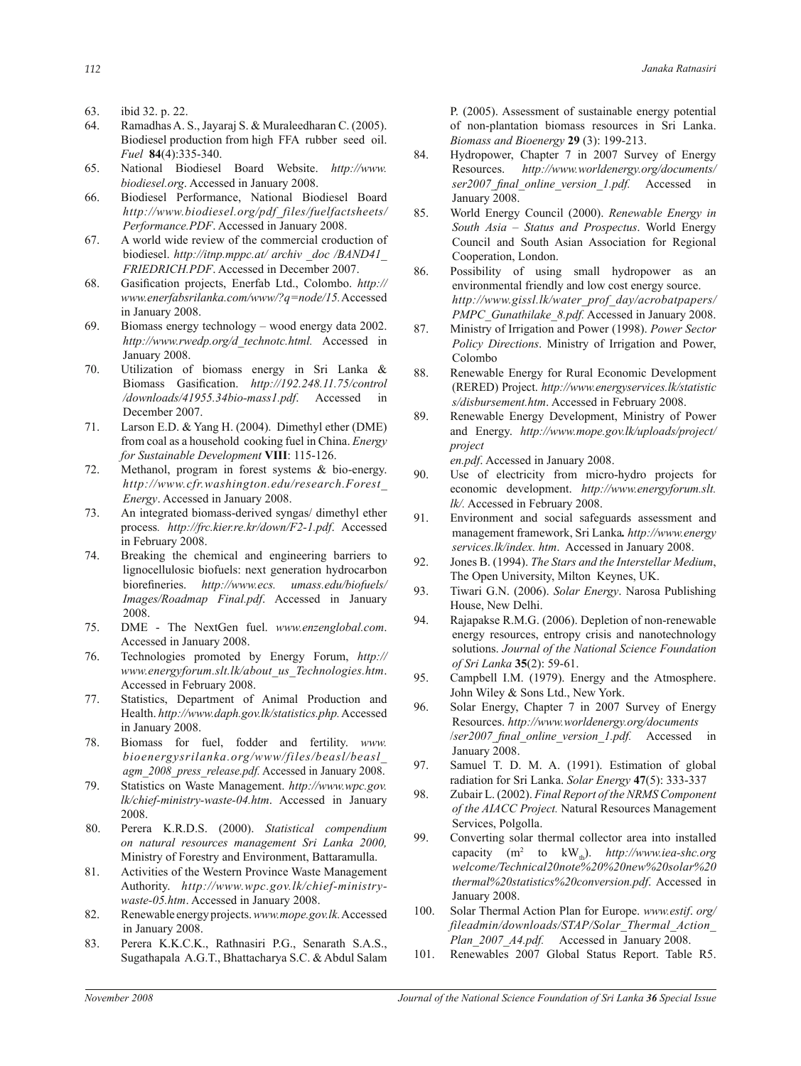63. ibid 32. p. 22.
64. Ramadhas A. S., Jayaraj S. & Muraleedharan C. (2005). Biodiesel production from high FFA rubber seed oil. *Fuel* **84**(4):335-340.
65. National Biodiesel Board Website. *http://www.biodiesel.org*. Accessed in January 2008.
66. Biodiesel Performance, National Biodiesel Board *http://www.biodiesel.org/pdf_files/fuelfactsheets/Performance.PDF*. Accessed in January 2008.
67. A world wide review of the commercial croduction of biodiesel. *http://itnp.mppc.at/ archiv _doc /BAND41_FRIEDRICH.PDF*. Accessed in December 2007.
68. Gasification projects, Enerfab Ltd., Colombo. *http://www.enerfabsrilanka.com/www/?q=node/15.* Accessed in January 2008.
69. Biomass energy technology – wood energy data 2002. *http://www.rwedp.org/d_technotc.html.* Accessed in January 2008.
70. Utilization of biomass energy in Sri Lanka & Biomass Gasification. *http://192.248.11.75/control /downloads/41955.34bio-mass1.pdf*. Accessed in December 2007.
71. Larson E.D. & Yang H. (2004). Dimethyl ether (DME) from coal as a household cooking fuel in China. *Energy for Sustainable Development* **VIII**: 115-126.
72. Methanol, program in forest systems & bio-energy. *http://www.cfr.washington.edu/research.Forest_Energy*. Accessed in January 2008.
73. An integrated biomass-derived syngas/ dimethyl ether process*. http://frc.kier.re.kr/down/F2-1.pdf*. Accessed in February 2008.
74. Breaking the chemical and engineering barriers to lignocellulosic biofuels: next generation hydrocarbon biorefineries. *http://www.ecs. umass.edu/biofuels/Images/Roadmap Final.pdf*. Accessed in January 2008.
75. DME - The NextGen fuel. *www.enzenglobal.com*. Accessed in January 2008.
76. Technologies promoted by Energy Forum, *http://www.energyforum.slt.lk/about_us_Technologies.htm*. Accessed in February 2008.
77. Statistics, Department of Animal Production and Health. *http://www.daph.gov.lk/statistics.php.* Accessed in January 2008.
78. Biomass for fuel, fodder and fertility. *www.bioenergysrilanka.org/www/files/beasl/beasl_agm_2008_press_release.pdf.* Accessed in January 2008.
79. Statistics on Waste Management. *http://www.wpc.gov.lk/chief-ministry-waste-04.htm*. Accessed in January 2008.
80. Perera K.R.D.S. (2000). *Statistical compendium on natural resources management Sri Lanka 2000,* Ministry of Forestry and Environment, Battaramulla.
81. Activities of the Western Province Waste Management Authority. *http://www.wpc.gov.lk/chief-ministry-waste-05.htm*. Accessed in January 2008.
82. Renewable energy projects. *www.mope.gov.lk.* Accessed in January 2008.
83. Perera K.K.C.K., Rathnasiri P.G., Senarath S.A.S., Sugathapala A.G.T., Bhattacharya S.C. & Abdul Salam P. (2005). Assessment of sustainable energy potential of non-plantation biomass resources in Sri Lanka. *Biomass and Bioenergy* **29** (3): 199-213.
84. Hydropower, Chapter 7 in 2007 Survey of Energy Resources. *http://www.worldenergy.org/documents/ser2007_final_online_version_1.pdf.* Accessed in January 2008.
85. World Energy Council (2000). *Renewable Energy in South Asia – Status and Prospectus*. World Energy Council and South Asian Association for Regional Cooperation, London.
86. Possibility of using small hydropower as an environmental friendly and low cost energy source. *http://www.gissl.lk/water_prof_day/acrobatpapers/PMPC_Gunathilake_8.pdf.* Accessed in January 2008.
87. Ministry of Irrigation and Power (1998). *Power Sector Policy Directions*. Ministry of Irrigation and Power, Colombo
88. Renewable Energy for Rural Economic Development (RERED) Project. *http://www.energyservices.lk/statistics/disbursement.htm*. Accessed in February 2008.
89. Renewable Energy Development, Ministry of Power and Energy. *http://www.mope.gov.lk/uploads/project/project en.pdf*. Accessed in January 2008.
90. Use of electricity from micro-hydro projects for economic development. *http://www.energyforum.slt.lk/*. Accessed in February 2008.
91. Environment and social safeguards assessment and management framework, Sri Lanka*. http://www.energy services.lk/index. htm*. Accessed in January 2008.
92. Jones B. (1994). *The Stars and the Interstellar Medium*, The Open University, Milton Keynes, UK.
93. Tiwari G.N. (2006). *Solar Energy*. Narosa Publishing House, New Delhi.
94. Rajapakse R.M.G. (2006). Depletion of non-renewable energy resources, entropy crisis and nanotechnology solutions. *Journal of the National Science Foundation of Sri Lanka* **35**(2): 59-61.
95. Campbell I.M. (1979). Energy and the Atmosphere. John Wiley & Sons Ltd., New York.
96. Solar Energy, Chapter 7 in 2007 Survey of Energy Resources. *http://www.worldenergy.org/documents /ser2007_final_online_version_1.pdf.* Accessed in January 2008.
97. Samuel T. D. M. A. (1991). Estimation of global radiation for Sri Lanka. *Solar Energy* **47**(5): 333-337
98. Zubair L. (2002). *Final Report of the NRMS Component of the AIACC Project.* Natural Resources Management Services, Polgolla.
99. Converting solar thermal collector area into installed capacity ($m^2$ to $kW_{th}$). *http://www.iea-shc.org welcome/Technical20note%20%20new%20solar%20thermal%20statistics%20conversion.pdf*. Accessed in January 2008.
100. Solar Thermal Action Plan for Europe. *www.estif. org/fileadmin/downloads/STAP/Solar_Thermal_Action_Plan_2007_A4.pdf.* Accessed in January 2008.
101. Renewables 2007 Global Status Report. Table R5.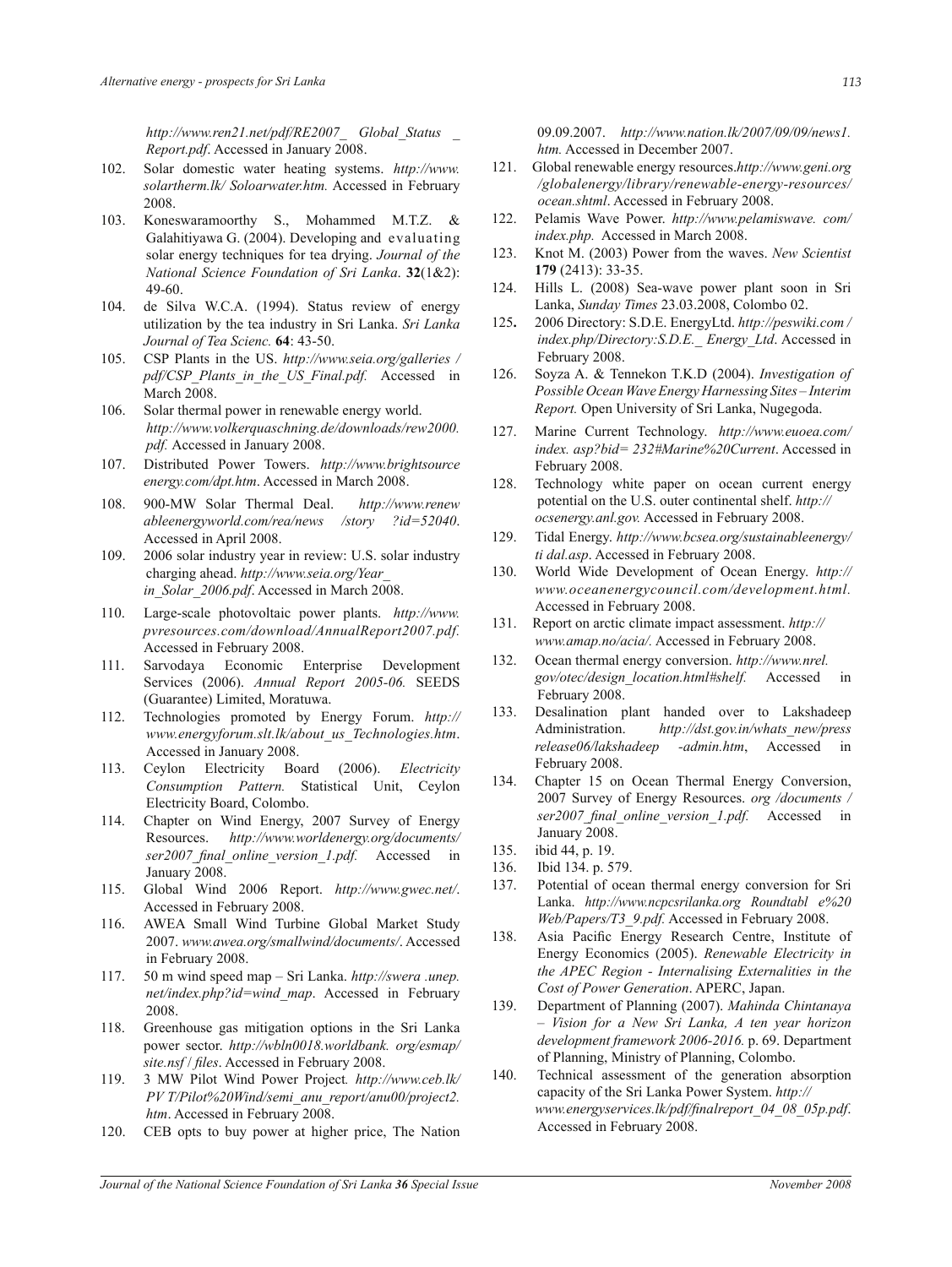*http://www.ren21.net/pdf/RE2007_ Global_Status _ Report.pdf*. Accessed in January 2008.

102. Solar domestic water heating systems. *http://www. solartherm.lk/ Soloarwater.htm.* Accessed in February 2008.
103. Koneswaramoorthy S., Mohammed M.T.Z. & Galahitiyawa G. (2004). Developing and evaluating solar energy techniques for tea drying. *Journal of the National Science Foundation of Sri Lanka*. **32**(1&2): 49-60.
104. de Silva W.C.A. (1994). Status review of energy utilization by the tea industry in Sri Lanka. *Sri Lanka Journal of Tea Scienc.* **64**: 43-50.
105. CSP Plants in the US. *http://www.seia.org/galleries / pdf/CSP_Plants_in_the_US_Final.pdf.* Accessed in March 2008.
106. Solar thermal power in renewable energy world. *http://www.volkerquaschning.de/downloads/rew2000. pdf.* Accessed in January 2008.
107. Distributed Power Towers. *http://www.brightsource energy.com/dpt.htm*. Accessed in March 2008.
108. 900-MW Solar Thermal Deal. *http://www.renew ableenergyworld.com/rea/news /story ?id=52040*. Accessed in April 2008.
109. 2006 solar industry year in review: U.S. solar industry charging ahead. *http://www.seia.org/Year_ in_Solar_2006.pdf*. Accessed in March 2008.
110. Large-scale photovoltaic power plants. *http://www. pvresources.com/download/AnnualReport2007.pdf*. Accessed in February 2008.
111. Sarvodaya Economic Enterprise Development Services (2006). *Annual Report 2005-06.* SEEDS (Guarantee) Limited, Moratuwa.
112. Technologies promoted by Energy Forum. *http:// www.energyforum.slt.lk/about_us_Technologies.htm*. Accessed in January 2008.
113. Ceylon Electricity Board (2006). *Electricity Consumption Pattern.* Statistical Unit, Ceylon Electricity Board, Colombo.
114. Chapter on Wind Energy, 2007 Survey of Energy Resources. *http://www.worldenergy.org/documents/ ser2007_final_online_version_1.pdf.* Accessed in January 2008.
115. Global Wind 2006 Report. *http://www.gwec.net/*. Accessed in February 2008.
116. AWEA Small Wind Turbine Global Market Study 2007. *www.awea.org/smallwind/documents/*. Accessed in February 2008.
117. 50 m wind speed map – Sri Lanka. *http://swera .unep. net/index.php?id=wind_map*. Accessed in February 2008.
118. Greenhouse gas mitigation options in the Sri Lanka power sector. *http://wbln0018.worldbank. org/esmap/ site.nsf / files*. Accessed in February 2008.
119. 3 MW Pilot Wind Power Project*. http://www.ceb.lk/ PV T/Pilot%20Wind/semi_anu_report/anu00/project2. htm*. Accessed in February 2008.
120. CEB opts to buy power at higher price, The Nation 09.09.2007. *http://www.nation.lk/2007/09/09/news1. htm.* Accessed in December 2007.
121. Global renewable energy resources.*http://www.geni.org /globalenergy/library/renewable-energy-resources/ ocean.shtml*. Accessed in February 2008.
122. Pelamis Wave Power. *http://www.pelamiswave. com/ index.php.* Accessed in March 2008.
123. Knot M. (2003) Power from the waves. *New Scientist* **179** (2413): 33-35.
124. Hills L. (2008) Sea-wave power plant soon in Sri Lanka, *Sunday Times* 23.03.2008, Colombo 02.
125. 2006 Directory: S.D.E. EnergyLtd. *http://peswiki.com / index.php/Directory:S.D.E._ Energy_Ltd*. Accessed in February 2008.
126. Soyza A. & Tennekon T.K.D (2004). *Investigation of Possible Ocean Wave Energy Harnessing Sites – Interim Report.* Open University of Sri Lanka, Nugegoda.
127. Marine Current Technology. *http://www.euoea.com/ index. asp?bid= 232#Marine%20Current*. Accessed in February 2008.
128. Technology white paper on ocean current energy potential on the U.S. outer continental shelf. *http:// ocsenergy.anl.gov.* Accessed in February 2008.
129. Tidal Energy. *http://www.bcsea.org/sustainableenergy/ ti dal.asp*. Accessed in February 2008.
130. World Wide Development of Ocean Energy. *http:// www.oceanenergycouncil.com/development.html.* Accessed in February 2008.
131. Report on arctic climate impact assessment. *http:// www.amap.no/acia/.* Accessed in February 2008.
132. Ocean thermal energy conversion. *http://www.nrel. gov/otec/design_location.html#shelf.* Accessed in February 2008.
133. Desalination plant handed over to Lakshadeep Administration. *http://dst.gov.in/whats_new/press release06/lakshadeep -admin.htm*, Accessed in February 2008.
134. Chapter 15 on Ocean Thermal Energy Conversion, 2007 Survey of Energy Resources. *org /documents / ser2007_final_online_version_1.pdf.* Accessed in January 2008.
135. ibid 44, p. 19.
136. Ibid 134. p. 579.
137. Potential of ocean thermal energy conversion for Sri Lanka. *http://www.ncpcsrilanka.org Roundtabl e%20 Web/Papers/T3_9.pdf*. Accessed in February 2008.
138. Asia Pacific Energy Research Centre, Institute of Energy Economics (2005). *Renewable Electricity in the APEC Region - Internalising Externalities in the Cost of Power Generation*. APERC, Japan.
139. Department of Planning (2007). *Mahinda Chintanaya – Vision for a New Sri Lanka, A ten year horizon development framework 2006-2016.* p. 69. Department of Planning, Ministry of Planning, Colombo.
140. Technical assessment of the generation absorption capacity of the Sri Lanka Power System. *http:// www.energyservices.lk/pdf/finalreport_04_08_05p.pdf*. Accessed in February 2008.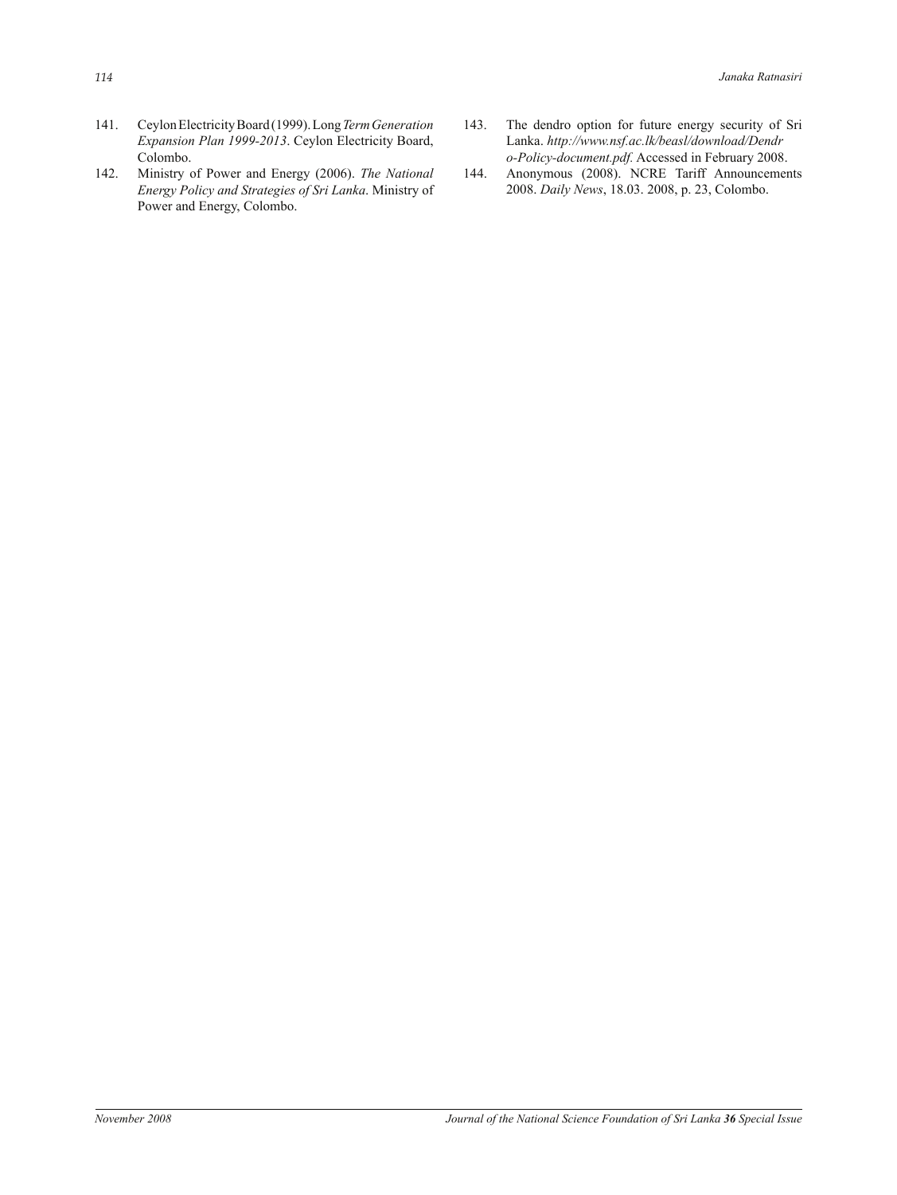141. Ceylon Electricity Board (1999). Long *Term Generation Expansion Plan 1999-2013*. Ceylon Electricity Board, Colombo.

142. Ministry of Power and Energy (2006). *The National Energy Policy and Strategies of Sri Lanka*. Ministry of Power and Energy, Colombo.

143. The dendro option for future energy security of Sri Lanka. *http://www.nsf.ac.lk/beasl/download/Dendro-Policy-document.pdf.* Accessed in February 2008.

144. Anonymous (2008). NCRE Tariff Announcements 2008. *Daily News*, 18.03. 2008, p. 23, Colombo.